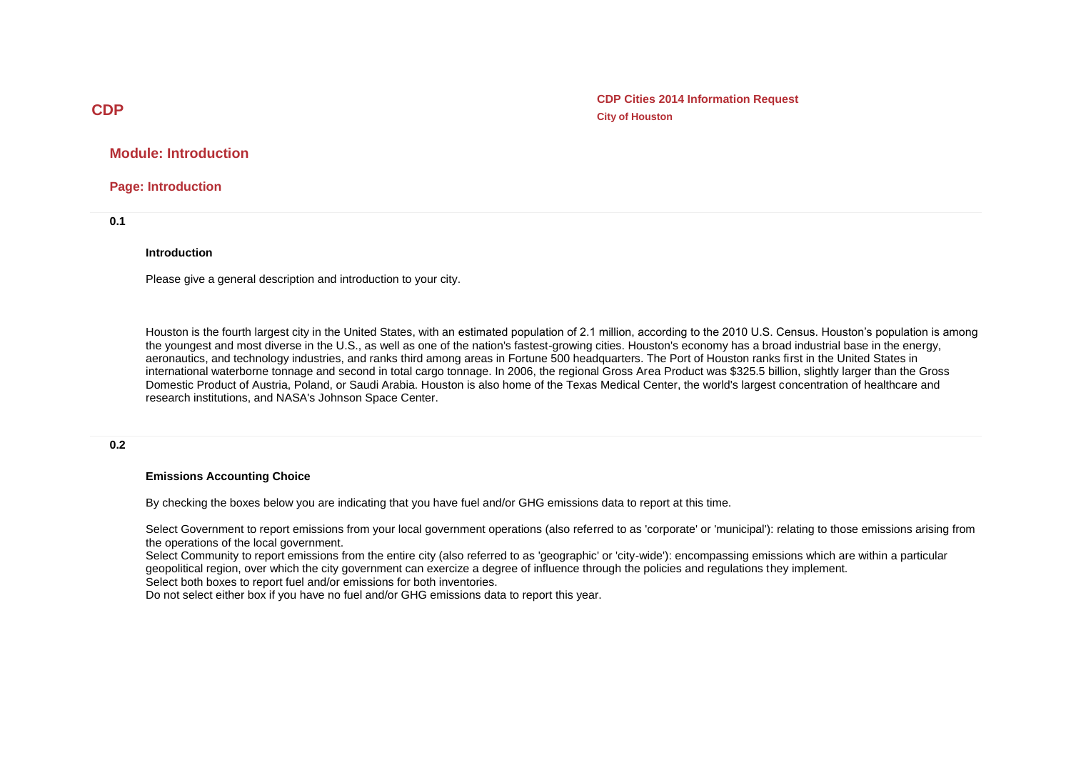# CDP

**CDP Cities 2014 Information Request**
**City of Houston**

## Module: Introduction

### Page: Introduction

**0.1**

**Introduction**

Please give a general description and introduction to your city.

Houston is the fourth largest city in the United States, with an estimated population of 2.1 million, according to the 2010 U.S. Census. Houston's population is among the youngest and most diverse in the U.S., as well as one of the nation's fastest-growing cities. Houston's economy has a broad industrial base in the energy, aeronautics, and technology industries, and ranks third among areas in Fortune 500 headquarters. The Port of Houston ranks first in the United States in international waterborne tonnage and second in total cargo tonnage. In 2006, the regional Gross Area Product was $325.5 billion, slightly larger than the Gross Domestic Product of Austria, Poland, or Saudi Arabia. Houston is also home of the Texas Medical Center, the world's largest concentration of healthcare and research institutions, and NASA's Johnson Space Center.

**0.2**

**Emissions Accounting Choice**

By checking the boxes below you are indicating that you have fuel and/or GHG emissions data to report at this time.

Select Government to report emissions from your local government operations (also referred to as 'corporate' or 'municipal'): relating to those emissions arising from the operations of the local government.
Select Community to report emissions from the entire city (also referred to as 'geographic' or 'city-wide'): encompassing emissions which are within a particular geopolitical region, over which the city government can exercize a degree of influence through the policies and regulations they implement.
Select both boxes to report fuel and/or emissions for both inventories.
Do not select either box if you have no fuel and/or GHG emissions data to report this year.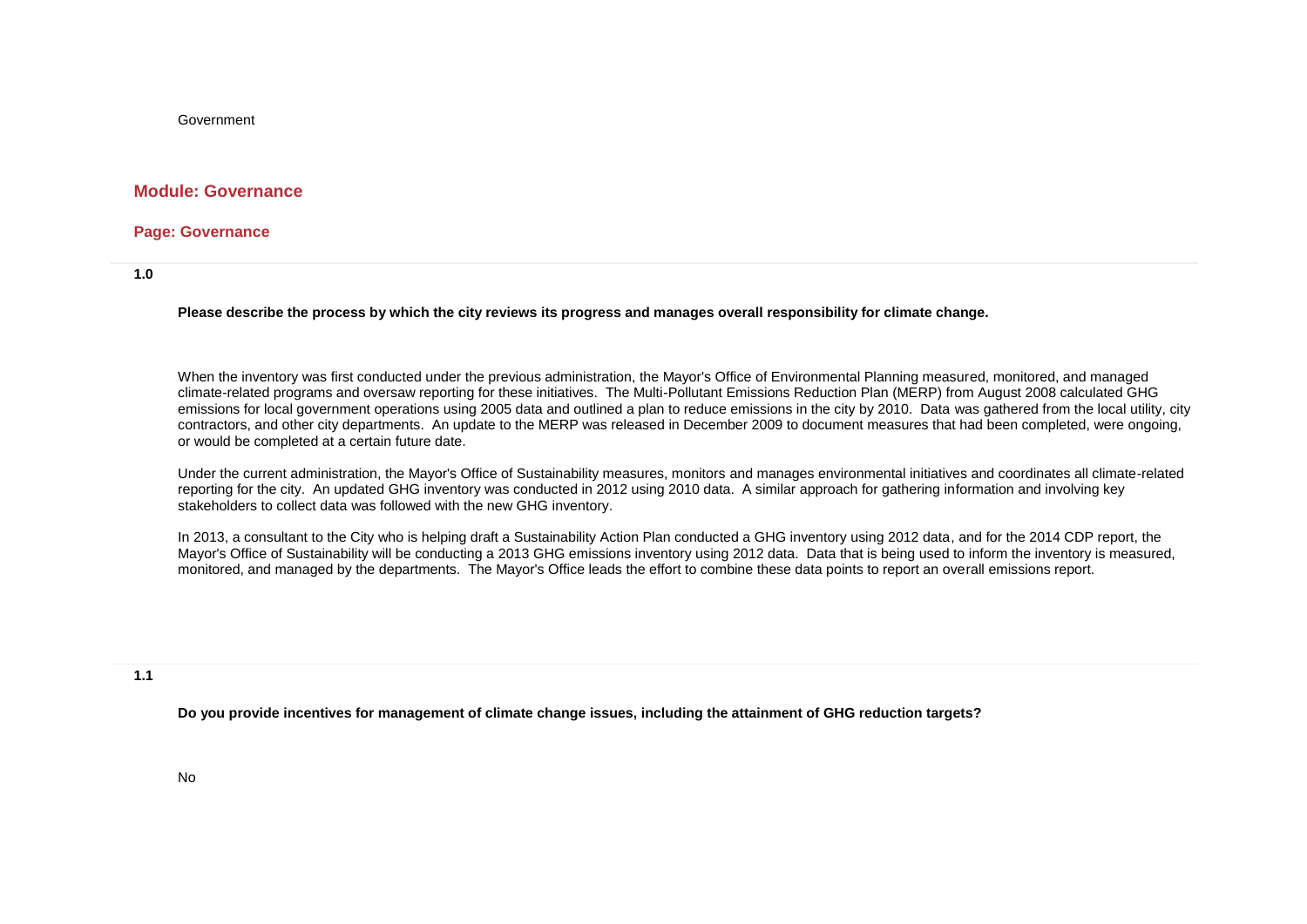Government

## Module: Governance

### Page: Governance

**1.0**

**Please describe the process by which the city reviews its progress and manages overall responsibility for climate change.**

When the inventory was first conducted under the previous administration, the Mayor's Office of Environmental Planning measured, monitored, and managed climate-related programs and oversaw reporting for these initiatives. The Multi-Pollutant Emissions Reduction Plan (MERP) from August 2008 calculated GHG emissions for local government operations using 2005 data and outlined a plan to reduce emissions in the city by 2010. Data was gathered from the local utility, city contractors, and other city departments. An update to the MERP was released in December 2009 to document measures that had been completed, were ongoing, or would be completed at a certain future date.

Under the current administration, the Mayor's Office of Sustainability measures, monitors and manages environmental initiatives and coordinates all climate-related reporting for the city. An updated GHG inventory was conducted in 2012 using 2010 data. A similar approach for gathering information and involving key stakeholders to collect data was followed with the new GHG inventory.

In 2013, a consultant to the City who is helping draft a Sustainability Action Plan conducted a GHG inventory using 2012 data, and for the 2014 CDP report, the Mayor's Office of Sustainability will be conducting a 2013 GHG emissions inventory using 2012 data. Data that is being used to inform the inventory is measured, monitored, and managed by the departments. The Mayor's Office leads the effort to combine these data points to report an overall emissions report.

**1.1**

**Do you provide incentives for management of climate change issues, including the attainment of GHG reduction targets?**

No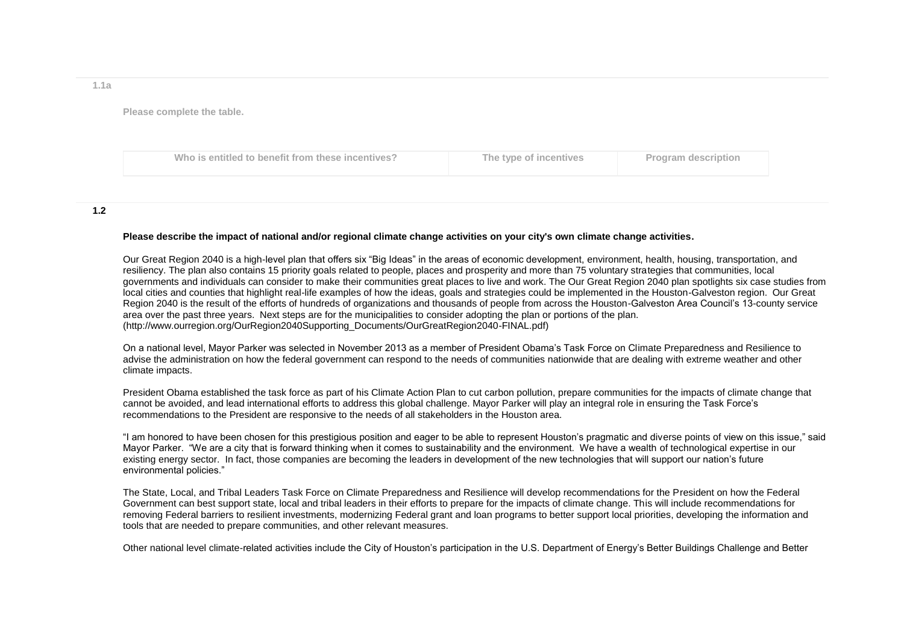1.1a

Please complete the table.

| Who is entitled to benefit from these incentives? | The type of incentives | Program description |
| --- | --- | --- |

1.2

**Please describe the impact of national and/or regional climate change activities on your city's own climate change activities.**

Our Great Region 2040 is a high-level plan that offers six "Big Ideas" in the areas of economic development, environment, health, housing, transportation, and resiliency. The plan also contains 15 priority goals related to people, places and prosperity and more than 75 voluntary strategies that communities, local governments and individuals can consider to make their communities great places to live and work. The Our Great Region 2040 plan spotlights six case studies from local cities and counties that highlight real-life examples of how the ideas, goals and strategies could be implemented in the Houston-Galveston region. Our Great Region 2040 is the result of the efforts of hundreds of organizations and thousands of people from across the Houston-Galveston Area Council's 13-county service area over the past three years. Next steps are for the municipalities to consider adopting the plan or portions of the plan. (http://www.ourregion.org/OurRegion2040Supporting_Documents/OurGreatRegion2040-FINAL.pdf)

On a national level, Mayor Parker was selected in November 2013 as a member of President Obama's Task Force on Climate Preparedness and Resilience to advise the administration on how the federal government can respond to the needs of communities nationwide that are dealing with extreme weather and other climate impacts.

President Obama established the task force as part of his Climate Action Plan to cut carbon pollution, prepare communities for the impacts of climate change that cannot be avoided, and lead international efforts to address this global challenge. Mayor Parker will play an integral role in ensuring the Task Force's recommendations to the President are responsive to the needs of all stakeholders in the Houston area.

"I am honored to have been chosen for this prestigious position and eager to be able to represent Houston's pragmatic and diverse points of view on this issue," said Mayor Parker. "We are a city that is forward thinking when it comes to sustainability and the environment. We have a wealth of technological expertise in our existing energy sector. In fact, those companies are becoming the leaders in development of the new technologies that will support our nation's future environmental policies."

The State, Local, and Tribal Leaders Task Force on Climate Preparedness and Resilience will develop recommendations for the President on how the Federal Government can best support state, local and tribal leaders in their efforts to prepare for the impacts of climate change. This will include recommendations for removing Federal barriers to resilient investments, modernizing Federal grant and loan programs to better support local priorities, developing the information and tools that are needed to prepare communities, and other relevant measures.

Other national level climate-related activities include the City of Houston's participation in the U.S. Department of Energy's Better Buildings Challenge and Better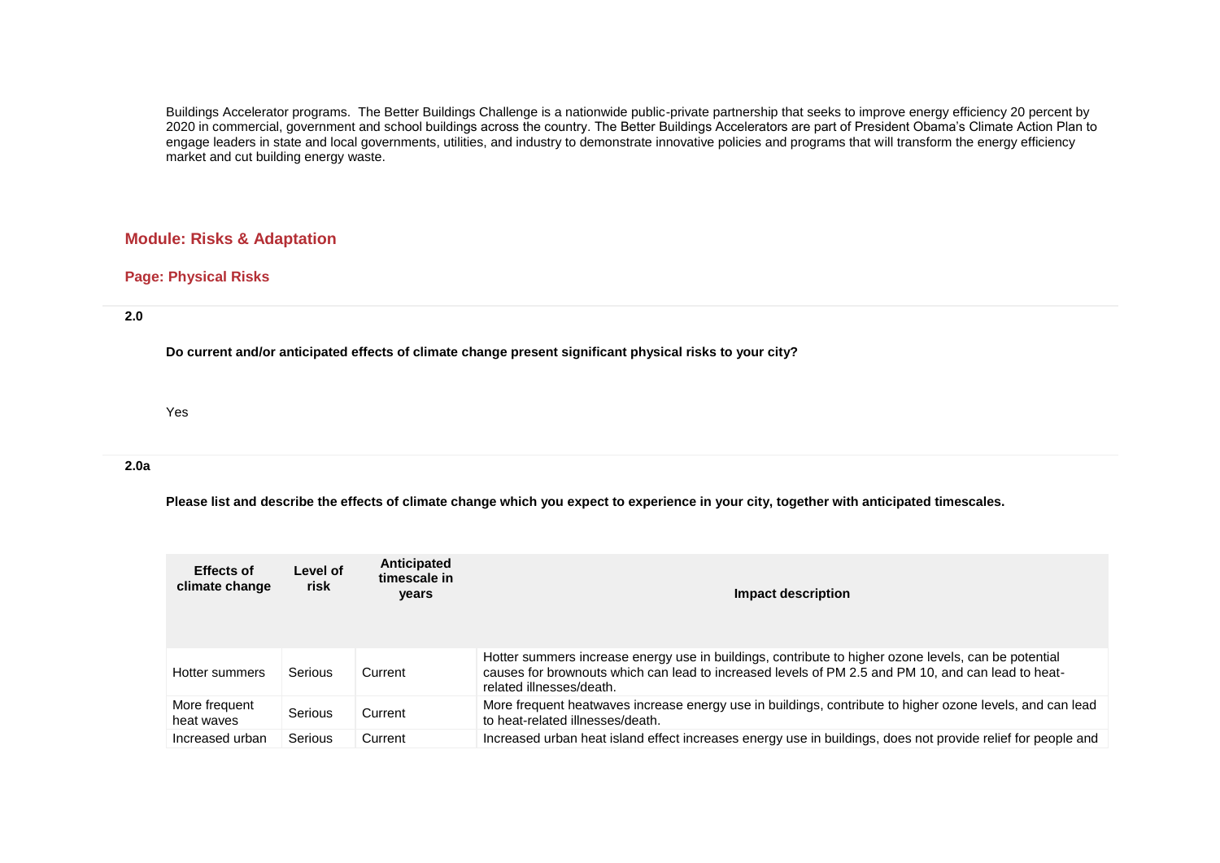Buildings Accelerator programs. The Better Buildings Challenge is a nationwide public-private partnership that seeks to improve energy efficiency 20 percent by 2020 in commercial, government and school buildings across the country. The Better Buildings Accelerators are part of President Obama's Climate Action Plan to engage leaders in state and local governments, utilities, and industry to demonstrate innovative policies and programs that will transform the energy efficiency market and cut building energy waste.

## Module: Risks & Adaptation

### Page: Physical Risks

**2.0**

**Do current and/or anticipated effects of climate change present significant physical risks to your city?**

Yes

**2.0a**

**Please list and describe the effects of climate change which you expect to experience in your city, together with anticipated timescales.**

| Effects of climate change | Level of risk | Anticipated timescale in years | Impact description |
|---|---|---|---|
| Hotter summers | Serious | Current | Hotter summers increase energy use in buildings, contribute to higher ozone levels, can be potential causes for brownouts which can lead to increased levels of PM 2.5 and PM 10, and can lead to heat-related illnesses/death. |
| More frequent heat waves | Serious | Current | More frequent heatwaves increase energy use in buildings, contribute to higher ozone levels, and can lead to heat-related illnesses/death. |
| Increased urban | Serious | Current | Increased urban heat island effect increases energy use in buildings, does not provide relief for people and |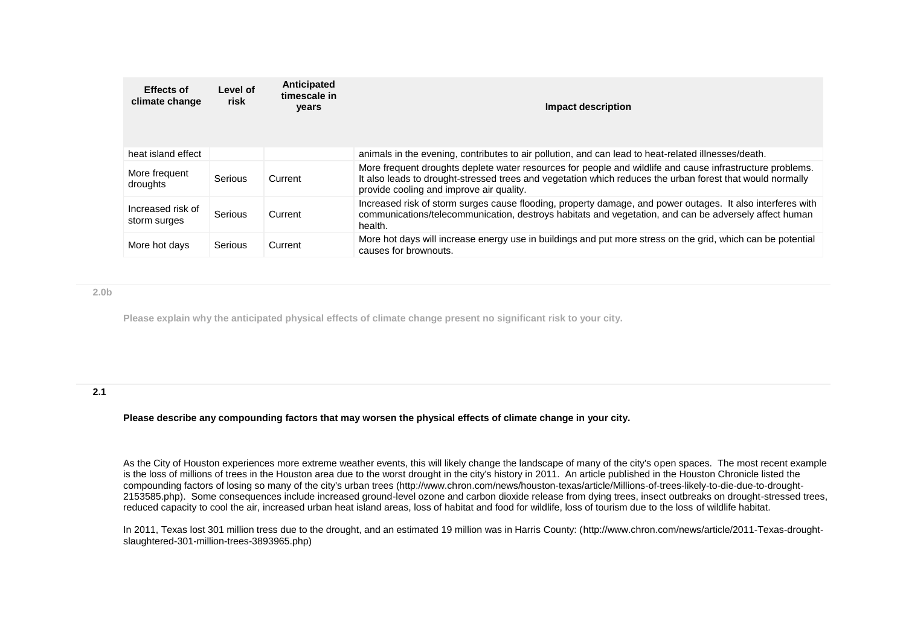| Effects of climate change | Level of risk | Anticipated timescale in years | Impact description |
|---|---|---|---|
| heat island effect | | | animals in the evening, contributes to air pollution, and can lead to heat-related illnesses/death. |
| More frequent droughts | Serious | Current | More frequent droughts deplete water resources for people and wildlife and cause infrastructure problems. It also leads to drought-stressed trees and vegetation which reduces the urban forest that would normally provide cooling and improve air quality. |
| Increased risk of storm surges | Serious | Current | Increased risk of storm surges cause flooding, property damage, and power outages. It also interferes with communications/telecommunication, destroys habitats and vegetation, and can be adversely affect human health. |
| More hot days | Serious | Current | More hot days will increase energy use in buildings and put more stress on the grid, which can be potential causes for brownouts. |

**2.0b**

**Please explain why the anticipated physical effects of climate change present no significant risk to your city.**

**2.1**

**Please describe any compounding factors that may worsen the physical effects of climate change in your city.**

As the City of Houston experiences more extreme weather events, this will likely change the landscape of many of the city's open spaces. The most recent example is the loss of millions of trees in the Houston area due to the worst drought in the city's history in 2011. An article published in the Houston Chronicle listed the compounding factors of losing so many of the city's urban trees (http://www.chron.com/news/houston-texas/article/Millions-of-trees-likely-to-die-due-to-drought-2153585.php). Some consequences include increased ground-level ozone and carbon dioxide release from dying trees, insect outbreaks on drought-stressed trees, reduced capacity to cool the air, increased urban heat island areas, loss of habitat and food for wildlife, loss of tourism due to the loss of wildlife habitat.

In 2011, Texas lost 301 million tress due to the drought, and an estimated 19 million was in Harris County: (http://www.chron.com/news/article/2011-Texas-drought-slaughtered-301-million-trees-3893965.php)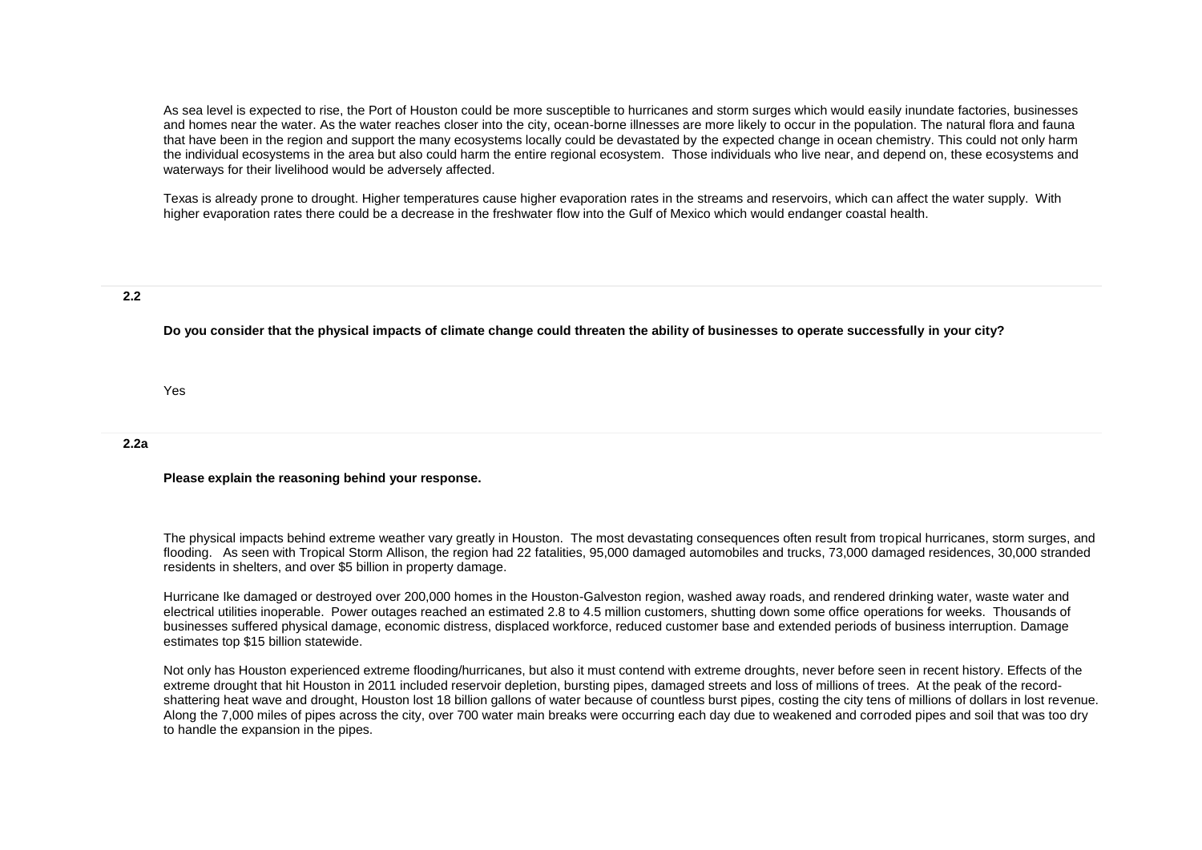As sea level is expected to rise, the Port of Houston could be more susceptible to hurricanes and storm surges which would easily inundate factories, businesses and homes near the water. As the water reaches closer into the city, ocean-borne illnesses are more likely to occur in the population. The natural flora and fauna that have been in the region and support the many ecosystems locally could be devastated by the expected change in ocean chemistry. This could not only harm the individual ecosystems in the area but also could harm the entire regional ecosystem. Those individuals who live near, and depend on, these ecosystems and waterways for their livelihood would be adversely affected.

Texas is already prone to drought. Higher temperatures cause higher evaporation rates in the streams and reservoirs, which can affect the water supply. With higher evaporation rates there could be a decrease in the freshwater flow into the Gulf of Mexico which would endanger coastal health.

**2.2**

**Do you consider that the physical impacts of climate change could threaten the ability of businesses to operate successfully in your city?**

Yes

**2.2a**

**Please explain the reasoning behind your response.**

The physical impacts behind extreme weather vary greatly in Houston. The most devastating consequences often result from tropical hurricanes, storm surges, and flooding. As seen with Tropical Storm Allison, the region had 22 fatalities, 95,000 damaged automobiles and trucks, 73,000 damaged residences, 30,000 stranded residents in shelters, and over $5 billion in property damage.

Hurricane Ike damaged or destroyed over 200,000 homes in the Houston-Galveston region, washed away roads, and rendered drinking water, waste water and electrical utilities inoperable. Power outages reached an estimated 2.8 to 4.5 million customers, shutting down some office operations for weeks. Thousands of businesses suffered physical damage, economic distress, displaced workforce, reduced customer base and extended periods of business interruption. Damage estimates top $15 billion statewide.

Not only has Houston experienced extreme flooding/hurricanes, but also it must contend with extreme droughts, never before seen in recent history. Effects of the extreme drought that hit Houston in 2011 included reservoir depletion, bursting pipes, damaged streets and loss of millions of trees. At the peak of the record-shattering heat wave and drought, Houston lost 18 billion gallons of water because of countless burst pipes, costing the city tens of millions of dollars in lost revenue. Along the 7,000 miles of pipes across the city, over 700 water main breaks were occurring each day due to weakened and corroded pipes and soil that was too dry to handle the expansion in the pipes.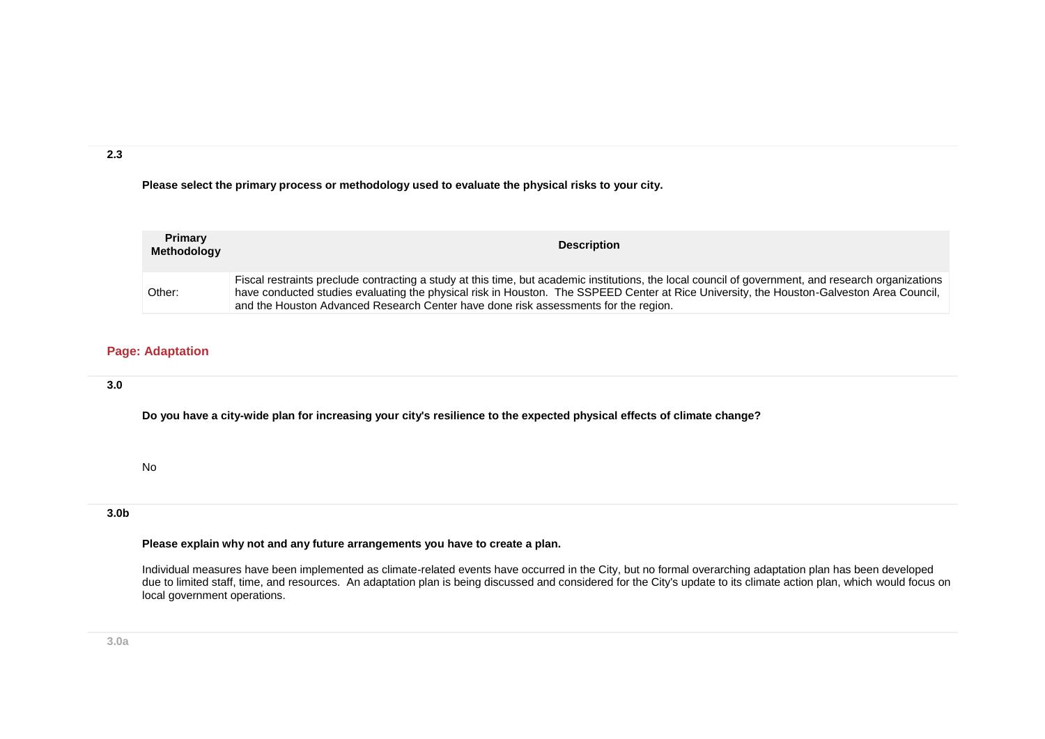**2.3**

**Please select the primary process or methodology used to evaluate the physical risks to your city.**

| Primary Methodology | Description |
| --- | --- |
| Other: | Fiscal restraints preclude contracting a study at this time, but academic institutions, the local council of government, and research organizations have conducted studies evaluating the physical risk in Houston. The SSPEED Center at Rice University, the Houston-Galveston Area Council, and the Houston Advanced Research Center have done risk assessments for the region. |

## Page: Adaptation

**3.0**

**Do you have a city-wide plan for increasing your city's resilience to the expected physical effects of climate change?**

No

**3.0b**

**Please explain why not and any future arrangements you have to create a plan.**

Individual measures have been implemented as climate-related events have occurred in the City, but no formal overarching adaptation plan has been developed due to limited staff, time, and resources. An adaptation plan is being discussed and considered for the City's update to its climate action plan, which would focus on local government operations.

**3.0a**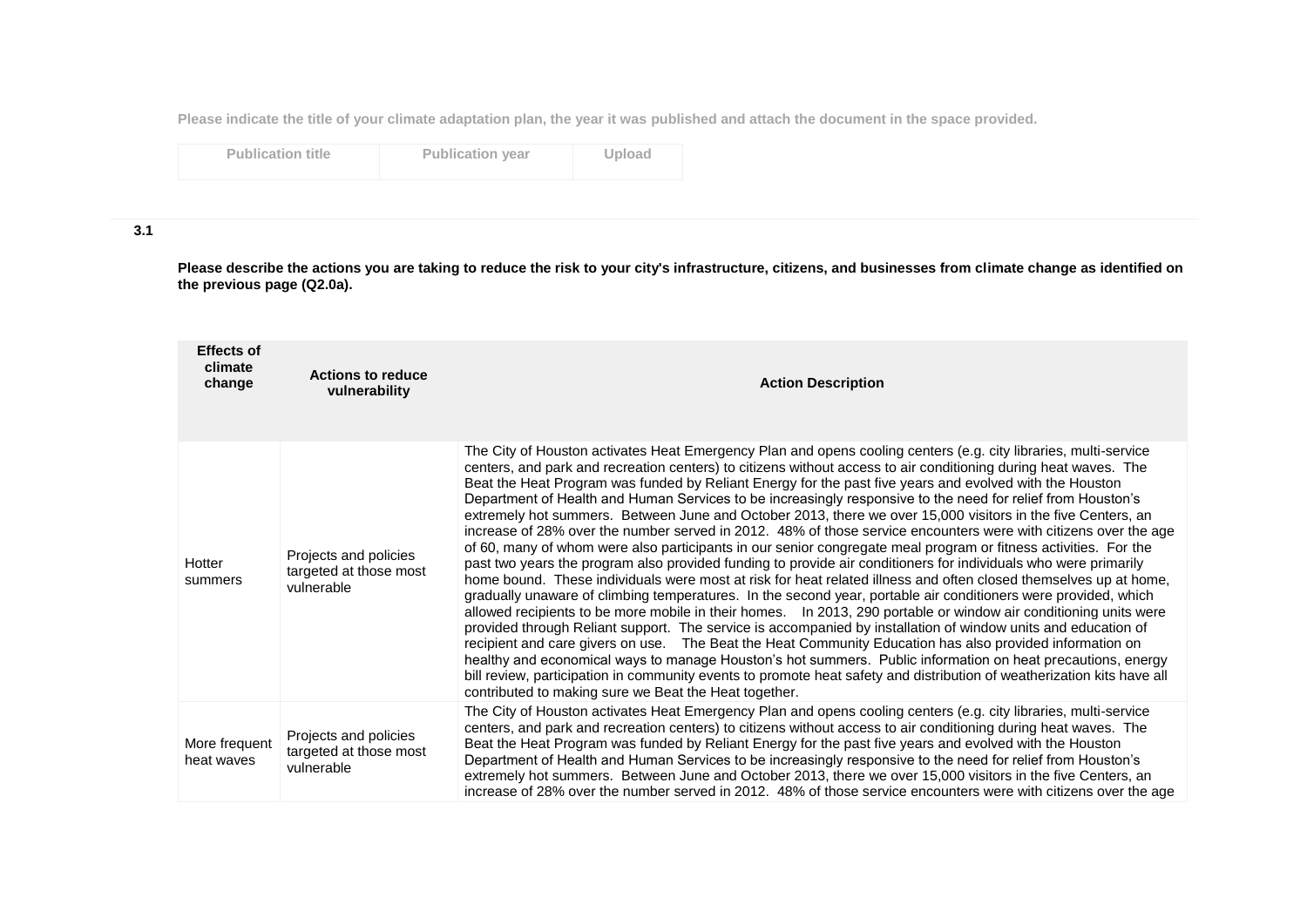Please indicate the title of your climate adaptation plan, the year it was published and attach the document in the space provided.

| Publication title | Publication year | Upload |
|---|---|---|
| | | |

**3.1**

**Please describe the actions you are taking to reduce the risk to your city's infrastructure, citizens, and businesses from climate change as identified on the previous page (Q2.0a).**

| Effects of climate change | Actions to reduce vulnerability | Action Description |
|---|---|---|
| Hotter summers | Projects and policies targeted at those most vulnerable | The City of Houston activates Heat Emergency Plan and opens cooling centers (e.g. city libraries, multi-service centers, and park and recreation centers) to citizens without access to air conditioning during heat waves. The Beat the Heat Program was funded by Reliant Energy for the past five years and evolved with the Houston Department of Health and Human Services to be increasingly responsive to the need for relief from Houston's extremely hot summers. Between June and October 2013, there we over 15,000 visitors in the five Centers, an increase of 28% over the number served in 2012. 48% of those service encounters were with citizens over the age of 60, many of whom were also participants in our senior congregate meal program or fitness activities. For the past two years the program also provided funding to provide air conditioners for individuals who were primarily home bound. These individuals were most at risk for heat related illness and often closed themselves up at home, gradually unaware of climbing temperatures. In the second year, portable air conditioners were provided, which allowed recipients to be more mobile in their homes. In 2013, 290 portable or window air conditioning units were provided through Reliant support. The service is accompanied by installation of window units and education of recipient and care givers on use. The Beat the Heat Community Education has also provided information on healthy and economical ways to manage Houston's hot summers. Public information on heat precautions, energy bill review, participation in community events to promote heat safety and distribution of weatherization kits have all contributed to making sure we Beat the Heat together. |
| More frequent heat waves | Projects and policies targeted at those most vulnerable | The City of Houston activates Heat Emergency Plan and opens cooling centers (e.g. city libraries, multi-service centers, and park and recreation centers) to citizens without access to air conditioning during heat waves. The Beat the Heat Program was funded by Reliant Energy for the past five years and evolved with the Houston Department of Health and Human Services to be increasingly responsive to the need for relief from Houston's extremely hot summers. Between June and October 2013, there we over 15,000 visitors in the five Centers, an increase of 28% over the number served in 2012. 48% of those service encounters were with citizens over the age |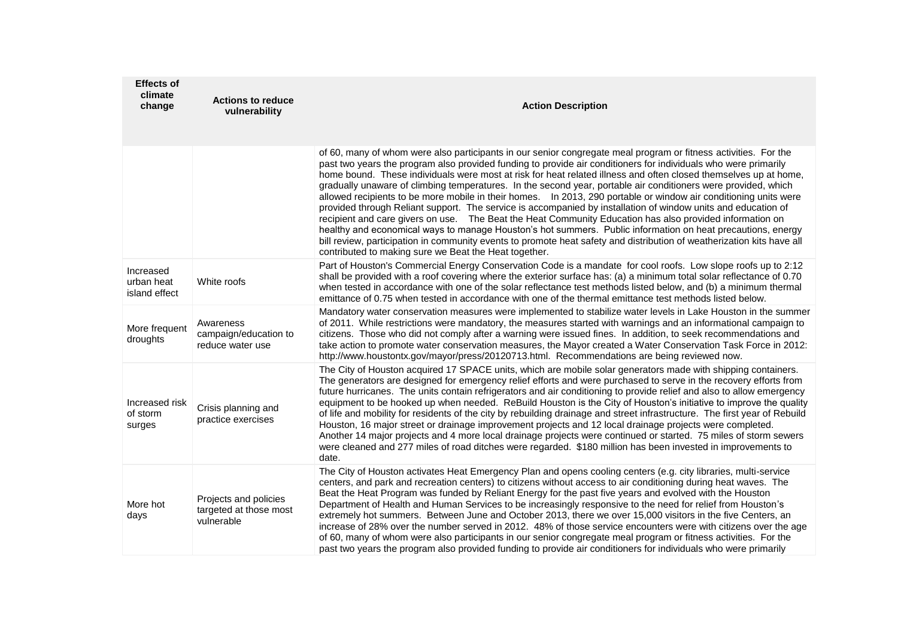| Effects of climate change | Actions to reduce vulnerability | Action Description |
|---|---|---|
| | | of 60, many of whom were also participants in our senior congregate meal program or fitness activities. For the past two years the program also provided funding to provide air conditioners for individuals who were primarily home bound. These individuals were most at risk for heat related illness and often closed themselves up at home, gradually unaware of climbing temperatures. In the second year, portable air conditioners were provided, which allowed recipients to be more mobile in their homes. In 2013, 290 portable or window air conditioning units were provided through Reliant support. The service is accompanied by installation of window units and education of recipient and care givers on use. The Beat the Heat Community Education has also provided information on healthy and economical ways to manage Houston's hot summers. Public information on heat precautions, energy bill review, participation in community events to promote heat safety and distribution of weatherization kits have all contributed to making sure we Beat the Heat together. |
| Increased urban heat island effect | White roofs | Part of Houston's Commercial Energy Conservation Code is a mandate for cool roofs. Low slope roofs up to 2:12 shall be provided with a roof covering where the exterior surface has: (a) a minimum total solar reflectance of 0.70 when tested in accordance with one of the solar reflectance test methods listed below, and (b) a minimum thermal emittance of 0.75 when tested in accordance with one of the thermal emittance test methods listed below. |
| More frequent droughts | Awareness campaign/education to reduce water use | Mandatory water conservation measures were implemented to stabilize water levels in Lake Houston in the summer of 2011. While restrictions were mandatory, the measures started with warnings and an informational campaign to citizens. Those who did not comply after a warning were issued fines. In addition, to seek recommendations and take action to promote water conservation measures, the Mayor created a Water Conservation Task Force in 2012: http://www.houstontx.gov/mayor/press/20120713.html. Recommendations are being reviewed now. |
| Increased risk of storm surges | Crisis planning and practice exercises | The City of Houston acquired 17 SPACE units, which are mobile solar generators made with shipping containers. The generators are designed for emergency relief efforts and were purchased to serve in the recovery efforts from future hurricanes. The units contain refrigerators and air conditioning to provide relief and also to allow emergency equipment to be hooked up when needed. ReBuild Houston is the City of Houston's initiative to improve the quality of life and mobility for residents of the city by rebuilding drainage and street infrastructure. The first year of Rebuild Houston, 16 major street or drainage improvement projects and 12 local drainage projects were completed. Another 14 major projects and 4 more local drainage projects were continued or started. 75 miles of storm sewers were cleaned and 277 miles of road ditches were regarded. $180 million has been invested in improvements to date. |
| More hot days | Projects and policies targeted at those most vulnerable | The City of Houston activates Heat Emergency Plan and opens cooling centers (e.g. city libraries, multi-service centers, and park and recreation centers) to citizens without access to air conditioning during heat waves. The Beat the Heat Program was funded by Reliant Energy for the past five years and evolved with the Houston Department of Health and Human Services to be increasingly responsive to the need for relief from Houston's extremely hot summers. Between June and October 2013, there we over 15,000 visitors in the five Centers, an increase of 28% over the number served in 2012. 48% of those service encounters were with citizens over the age of 60, many of whom were also participants in our senior congregate meal program or fitness activities. For the past two years the program also provided funding to provide air conditioners for individuals who were primarily |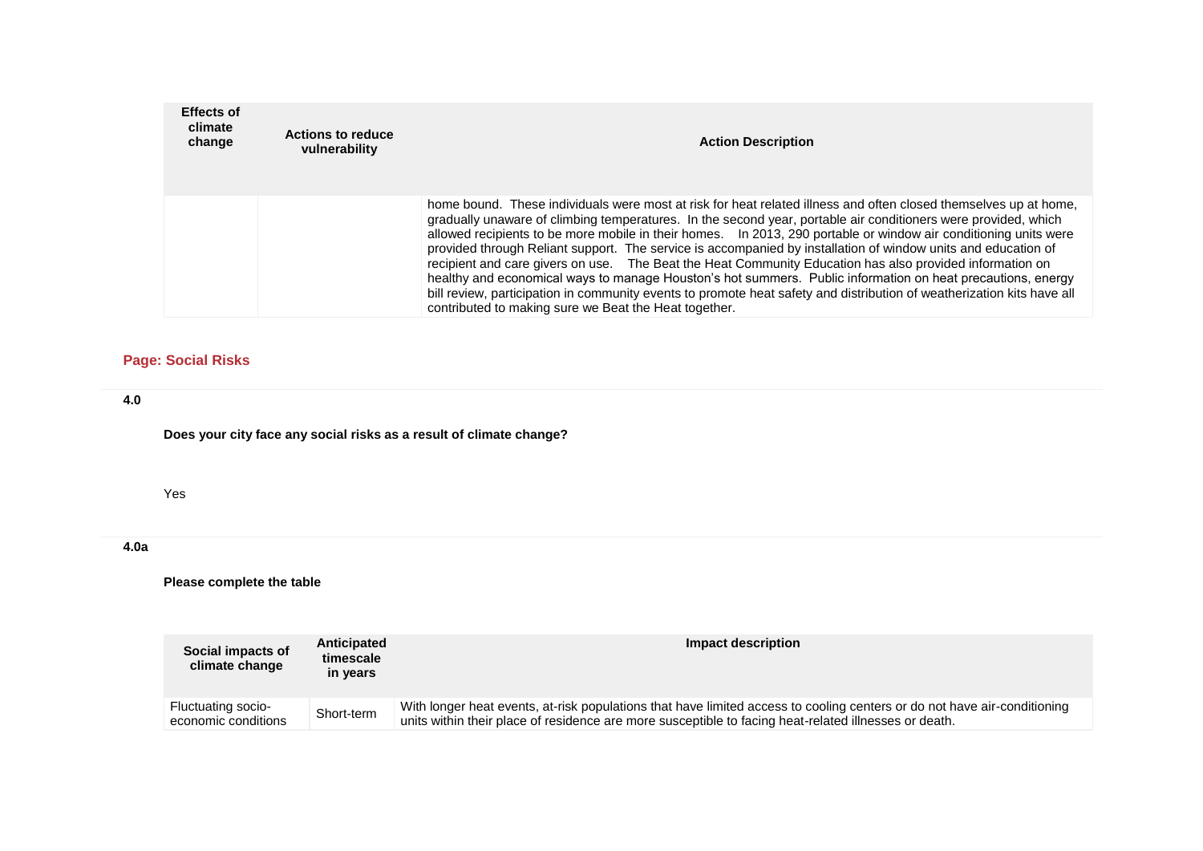| Effects of climate change | Actions to reduce vulnerability | Action Description |
|---|---|---|
| | | home bound. These individuals were most at risk for heat related illness and often closed themselves up at home, gradually unaware of climbing temperatures. In the second year, portable air conditioners were provided, which allowed recipients to be more mobile in their homes. In 2013, 290 portable or window air conditioning units were provided through Reliant support. The service is accompanied by installation of window units and education of recipient and care givers on use. The Beat the Heat Community Education has also provided information on healthy and economical ways to manage Houston's hot summers. Public information on heat precautions, energy bill review, participation in community events to promote heat safety and distribution of weatherization kits have all contributed to making sure we Beat the Heat together. |

## Page: Social Risks

**4.0**

**Does your city face any social risks as a result of climate change?**

Yes

**4.0a**

**Please complete the table**

| Social impacts of climate change | Anticipated timescale in years | Impact description |
|---|---|---|
| Fluctuating socio-economic conditions | Short-term | With longer heat events, at-risk populations that have limited access to cooling centers or do not have air-conditioning units within their place of residence are more susceptible to facing heat-related illnesses or death. |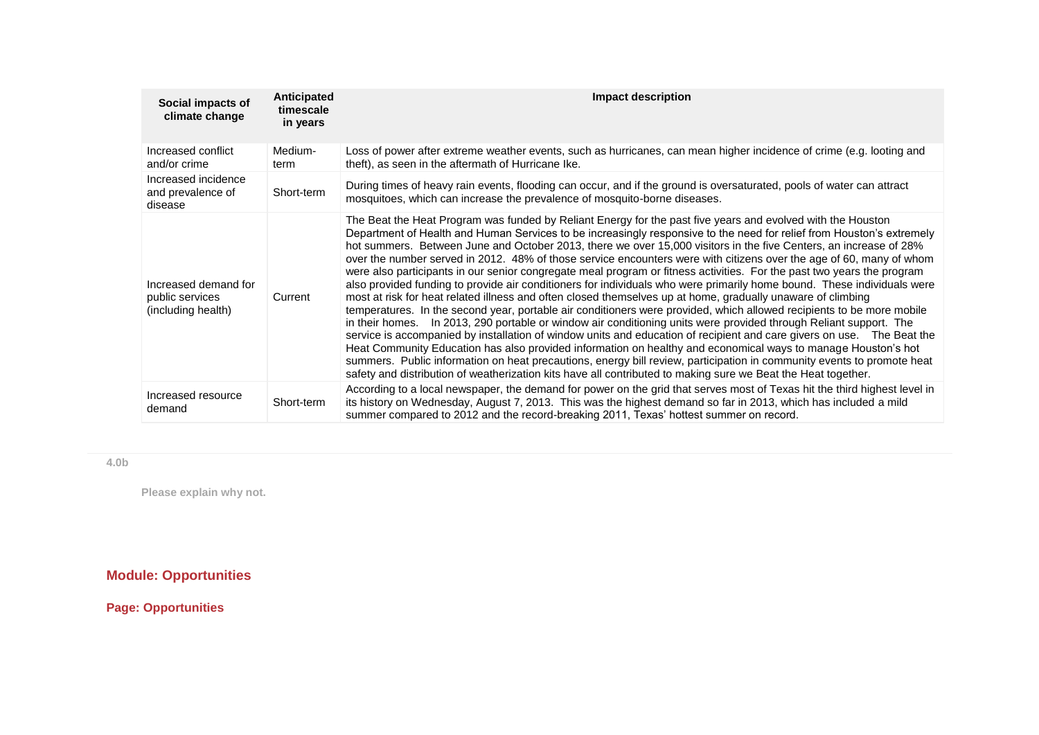| Social impacts of climate change | Anticipated timescale in years | Impact description |
|---|---|---|
| Increased conflict and/or crime | Medium-term | Loss of power after extreme weather events, such as hurricanes, can mean higher incidence of crime (e.g. looting and theft), as seen in the aftermath of Hurricane Ike. |
| Increased incidence and prevalence of disease | Short-term | During times of heavy rain events, flooding can occur, and if the ground is oversaturated, pools of water can attract mosquitoes, which can increase the prevalence of mosquito-borne diseases. |
| Increased demand for public services (including health) | Current | The Beat the Heat Program was funded by Reliant Energy for the past five years and evolved with the Houston Department of Health and Human Services to be increasingly responsive to the need for relief from Houston's extremely hot summers. Between June and October 2013, there we over 15,000 visitors in the five Centers, an increase of 28% over the number served in 2012. 48% of those service encounters were with citizens over the age of 60, many of whom were also participants in our senior congregate meal program or fitness activities. For the past two years the program also provided funding to provide air conditioners for individuals who were primarily home bound. These individuals were most at risk for heat related illness and often closed themselves up at home, gradually unaware of climbing temperatures. In the second year, portable air conditioners were provided, which allowed recipients to be more mobile in their homes. In 2013, 290 portable or window air conditioning units were provided through Reliant support. The service is accompanied by installation of window units and education of recipient and care givers on use. The Beat the Heat Community Education has also provided information on healthy and economical ways to manage Houston's hot summers. Public information on heat precautions, energy bill review, participation in community events to promote heat safety and distribution of weatherization kits have all contributed to making sure we Beat the Heat together. |
| Increased resource demand | Short-term | According to a local newspaper, the demand for power on the grid that serves most of Texas hit the third highest level in its history on Wednesday, August 7, 2013. This was the highest demand so far in 2013, which has included a mild summer compared to 2012 and the record-breaking 2011, Texas' hottest summer on record. |

**4.0b**

**Please explain why not.**

## Module: Opportunities

### Page: Opportunities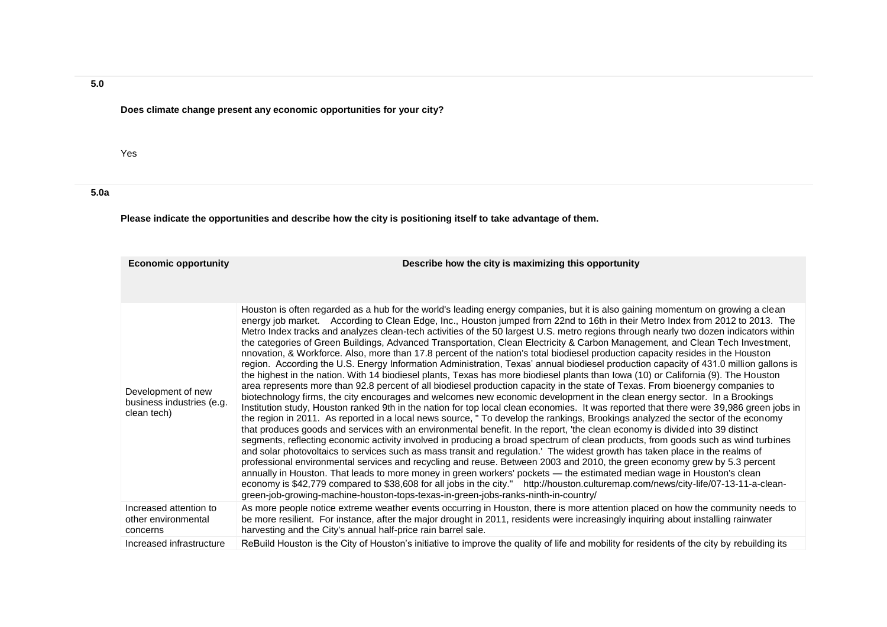**5.0**

**Does climate change present any economic opportunities for your city?**

Yes

**5.0a**

**Please indicate the opportunities and describe how the city is positioning itself to take advantage of them.**

| Economic opportunity | Describe how the city is maximizing this opportunity |
|---|---|
| Development of new business industries (e.g. clean tech) | Houston is often regarded as a hub for the world's leading energy companies, but it is also gaining momentum on growing a clean energy job market. According to Clean Edge, Inc., Houston jumped from 22nd to 16th in their Metro Index from 2012 to 2013. The Metro Index tracks and analyzes clean-tech activities of the 50 largest U.S. metro regions through nearly two dozen indicators within the categories of Green Buildings, Advanced Transportation, Clean Electricity & Carbon Management, and Clean Tech Investment, nnovation, & Workforce. Also, more than 17.8 percent of the nation's total biodiesel production capacity resides in the Houston region. According the U.S. Energy Information Administration, Texas' annual biodiesel production capacity of 431.0 million gallons is the highest in the nation. With 14 biodiesel plants, Texas has more biodiesel plants than Iowa (10) or California (9). The Houston area represents more than 92.8 percent of all biodiesel production capacity in the state of Texas. From bioenergy companies to biotechnology firms, the city encourages and welcomes new economic development in the clean energy sector. In a Brookings Institution study, Houston ranked 9th in the nation for top local clean economies. It was reported that there were 39,986 green jobs in the region in 2011. As reported in a local news source, " To develop the rankings, Brookings analyzed the sector of the economy that produces goods and services with an environmental benefit. In the report, 'the clean economy is divided into 39 distinct segments, reflecting economic activity involved in producing a broad spectrum of clean products, from goods such as wind turbines and solar photovoltaics to services such as mass transit and regulation.' The widest growth has taken place in the realms of professional environmental services and recycling and reuse. Between 2003 and 2010, the green economy grew by 5.3 percent annually in Houston. That leads to more money in green workers' pockets — the estimated median wage in Houston's clean economy is $42,779 compared to $38,608 for all jobs in the city." http://houston.culturemap.com/news/city-life/07-13-11-a-clean-green-job-growing-machine-houston-tops-texas-in-green-jobs-ranks-ninth-in-country/ |
| Increased attention to other environmental concerns | As more people notice extreme weather events occurring in Houston, there is more attention placed on how the community needs to be more resilient. For instance, after the major drought in 2011, residents were increasingly inquiring about installing rainwater harvesting and the City's annual half-price rain barrel sale. |
| Increased infrastructure | ReBuild Houston is the City of Houston's initiative to improve the quality of life and mobility for residents of the city by rebuilding its |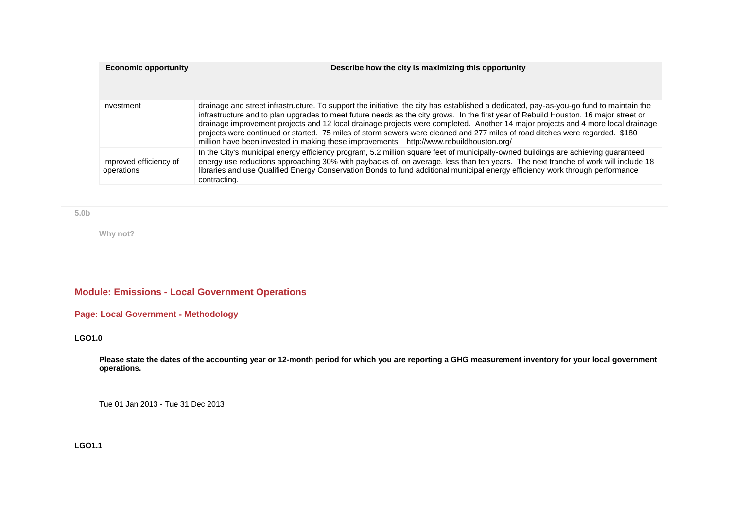| Economic opportunity | Describe how the city is maximizing this opportunity |
|---|---|
| investment | drainage and street infrastructure. To support the initiative, the city has established a dedicated, pay-as-you-go fund to maintain the infrastructure and to plan upgrades to meet future needs as the city grows. In the first year of Rebuild Houston, 16 major street or drainage improvement projects and 12 local drainage projects were completed. Another 14 major projects and 4 more local drainage projects were continued or started. 75 miles of storm sewers were cleaned and 277 miles of road ditches were regarded. $180 million have been invested in making these improvements. http://www.rebuildhouston.org/ |
| Improved efficiency of operations | In the City's municipal energy efficiency program, 5.2 million square feet of municipally-owned buildings are achieving guaranteed energy use reductions approaching 30% with paybacks of, on average, less than ten years. The next tranche of work will include 18 libraries and use Qualified Energy Conservation Bonds to fund additional municipal energy efficiency work through performance contracting. |

**5.0b**

**Why not?**

## Module: Emissions - Local Government Operations

### Page: Local Government - Methodology

**LGO1.0**

**Please state the dates of the accounting year or 12-month period for which you are reporting a GHG measurement inventory for your local government operations.**

Tue 01 Jan 2013 - Tue 31 Dec 2013

**LGO1.1**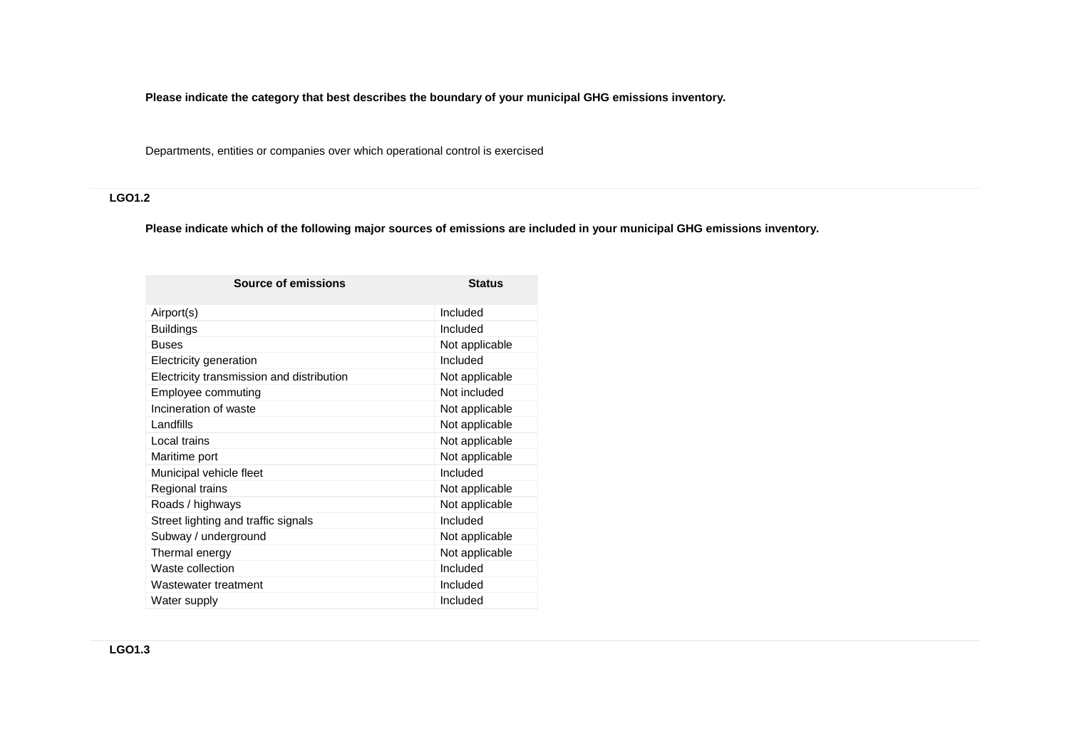**Please indicate the category that best describes the boundary of your municipal GHG emissions inventory.**

Departments, entities or companies over which operational control is exercised

**LGO1.2**

**Please indicate which of the following major sources of emissions are included in your municipal GHG emissions inventory.**

| Source of emissions | Status |
|---|---|
| Airport(s) | Included |
| Buildings | Included |
| Buses | Not applicable |
| Electricity generation | Included |
| Electricity transmission and distribution | Not applicable |
| Employee commuting | Not included |
| Incineration of waste | Not applicable |
| Landfills | Not applicable |
| Local trains | Not applicable |
| Maritime port | Not applicable |
| Municipal vehicle fleet | Included |
| Regional trains | Not applicable |
| Roads / highways | Not applicable |
| Street lighting and traffic signals | Included |
| Subway / underground | Not applicable |
| Thermal energy | Not applicable |
| Waste collection | Included |
| Wastewater treatment | Included |
| Water supply | Included |

**LGO1.3**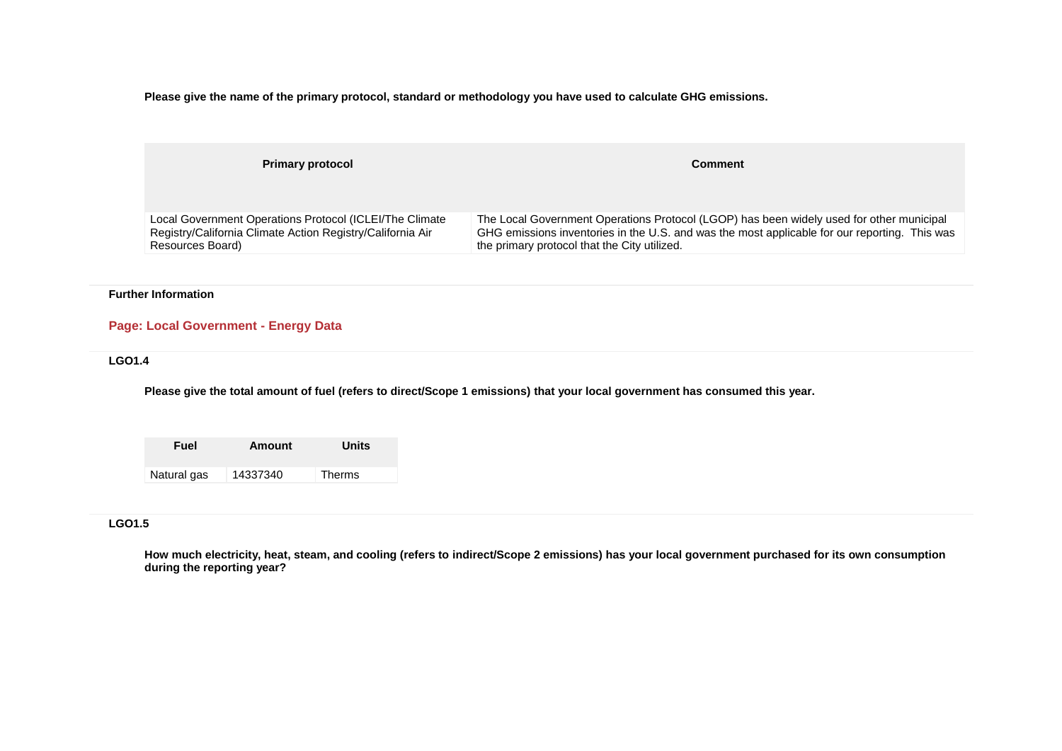**Please give the name of the primary protocol, standard or methodology you have used to calculate GHG emissions.**

| Primary protocol | Comment |
|---|---|
| Local Government Operations Protocol (ICLEI/The Climate Registry/California Climate Action Registry/California Air Resources Board) | The Local Government Operations Protocol (LGOP) has been widely used for other municipal GHG emissions inventories in the U.S. and was the most applicable for our reporting. This was the primary protocol that the City utilized. |

**Further Information**

## Page: Local Government - Energy Data

### LGO1.4

**Please give the total amount of fuel (refers to direct/Scope 1 emissions) that your local government has consumed this year.**

| Fuel | Amount | Units |
|---|---|---|
| Natural gas | 14337340 | Therms |

### LGO1.5

**How much electricity, heat, steam, and cooling (refers to indirect/Scope 2 emissions) has your local government purchased for its own consumption during the reporting year?**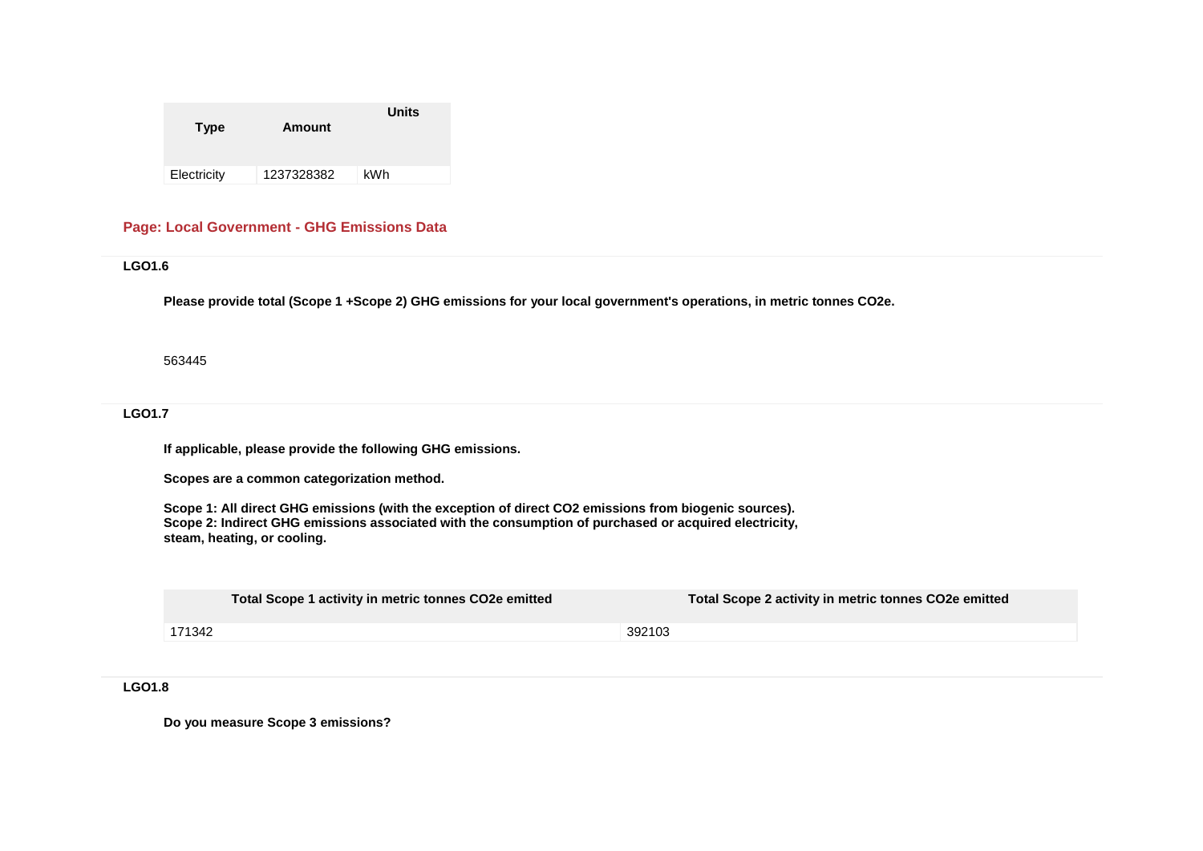| Type | Amount | Units |
|---|---|---|
| Electricity | 1237328382 | kWh |

## Page: Local Government - GHG Emissions Data

### LGO1.6

**Please provide total (Scope 1 +Scope 2) GHG emissions for your local government's operations, in metric tonnes CO2e.**

563445

### LGO1.7

**If applicable, please provide the following GHG emissions.**

**Scopes are a common categorization method.**

**Scope 1: All direct GHG emissions (with the exception of direct CO2 emissions from biogenic sources).**
**Scope 2: Indirect GHG emissions associated with the consumption of purchased or acquired electricity, steam, heating, or cooling.**

| Total Scope 1 activity in metric tonnes CO2e emitted | Total Scope 2 activity in metric tonnes CO2e emitted |
|---|---|
| 171342 | 392103 |

### LGO1.8

**Do you measure Scope 3 emissions?**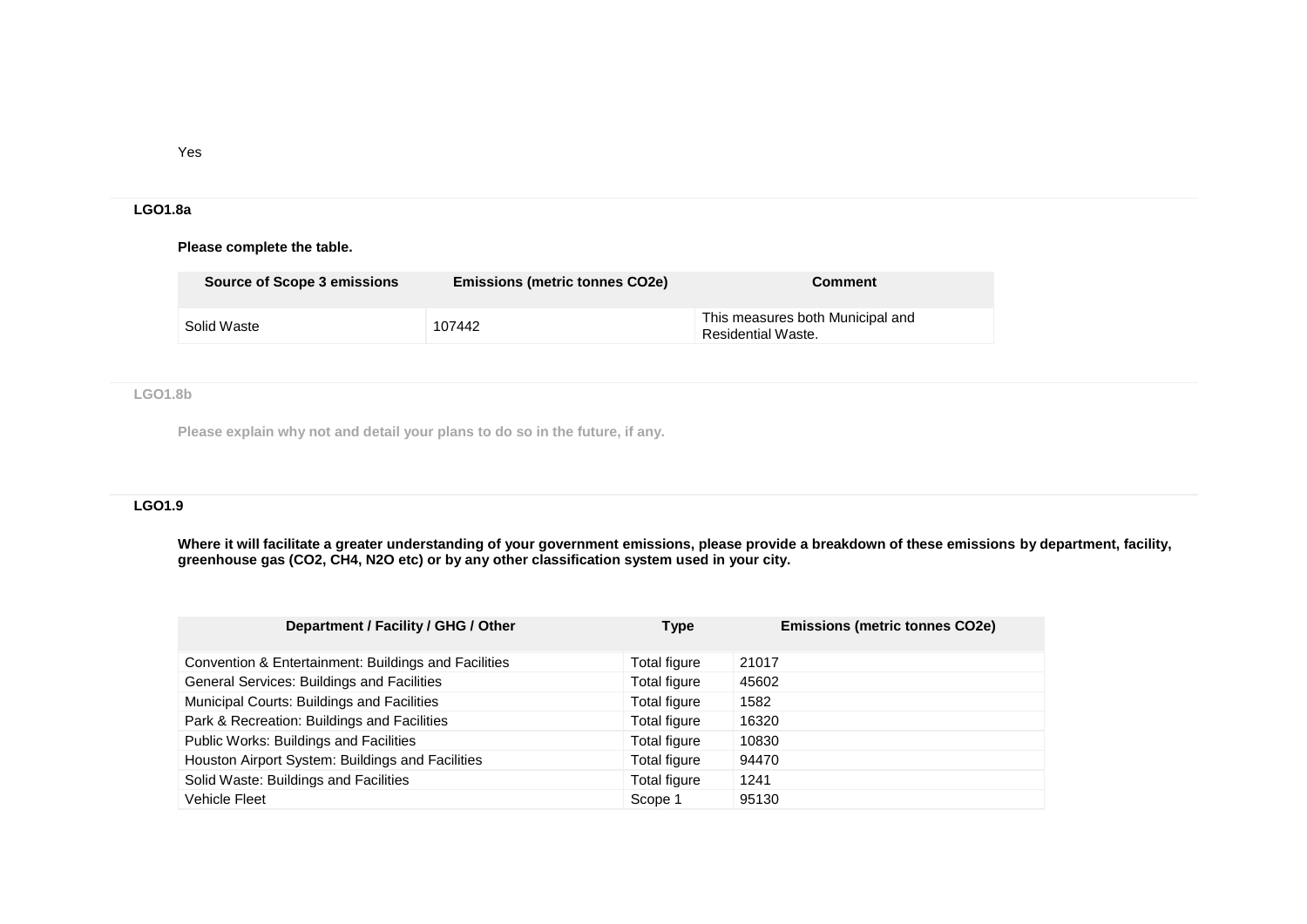Yes

### LGO1.8a

**Please complete the table.**

| Source of Scope 3 emissions | Emissions (metric tonnes CO2e) | Comment |
|---|---|---|
| Solid Waste | 107442 | This measures both Municipal and Residential Waste. |

### LGO1.8b

**Please explain why not and detail your plans to do so in the future, if any.**

### LGO1.9

**Where it will facilitate a greater understanding of your government emissions, please provide a breakdown of these emissions by department, facility, greenhouse gas (CO2, CH4, N2O etc) or by any other classification system used in your city.**

| Department / Facility / GHG / Other | Type | Emissions (metric tonnes CO2e) |
|---|---|---|
| Convention & Entertainment: Buildings and Facilities | Total figure | 21017 |
| General Services: Buildings and Facilities | Total figure | 45602 |
| Municipal Courts: Buildings and Facilities | Total figure | 1582 |
| Park & Recreation: Buildings and Facilities | Total figure | 16320 |
| Public Works: Buildings and Facilities | Total figure | 10830 |
| Houston Airport System: Buildings and Facilities | Total figure | 94470 |
| Solid Waste: Buildings and Facilities | Total figure | 1241 |
| Vehicle Fleet | Scope 1 | 95130 |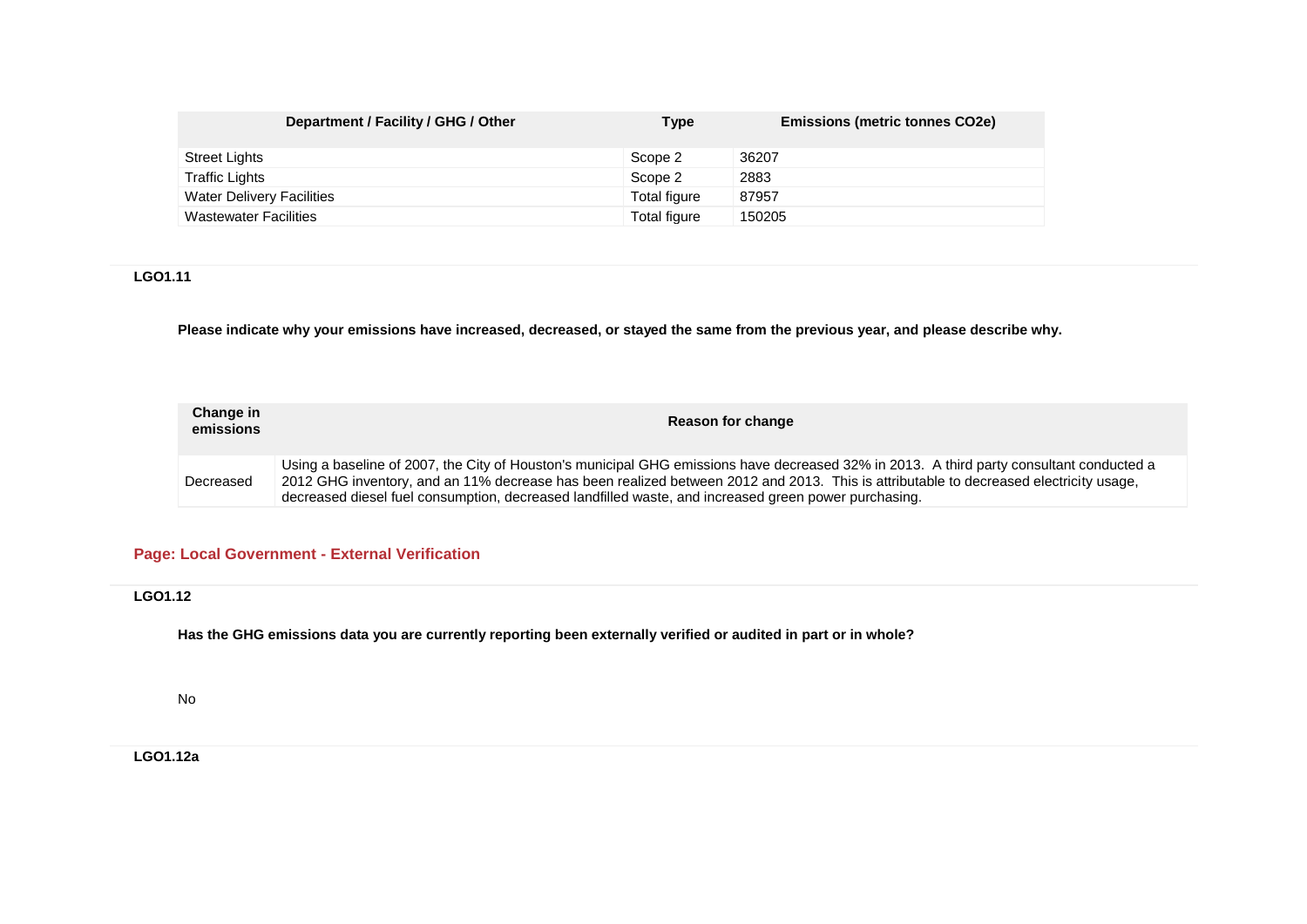| Department / Facility / GHG / Other | Type | Emissions (metric tonnes CO2e) |
|---|---|---|
| Street Lights | Scope 2 | 36207 |
| Traffic Lights | Scope 2 | 2883 |
| Water Delivery Facilities | Total figure | 87957 |
| Wastewater Facilities | Total figure | 150205 |

### LGO1.11

**Please indicate why your emissions have increased, decreased, or stayed the same from the previous year, and please describe why.**

| Change in emissions | Reason for change |
|---|---|
| Decreased | Using a baseline of 2007, the City of Houston's municipal GHG emissions have decreased 32% in 2013. A third party consultant conducted a 2012 GHG inventory, and an 11% decrease has been realized between 2012 and 2013. This is attributable to decreased electricity usage, decreased diesel fuel consumption, decreased landfilled waste, and increased green power purchasing. |

## Page: Local Government - External Verification

### LGO1.12

**Has the GHG emissions data you are currently reporting been externally verified or audited in part or in whole?**

No

### LGO1.12a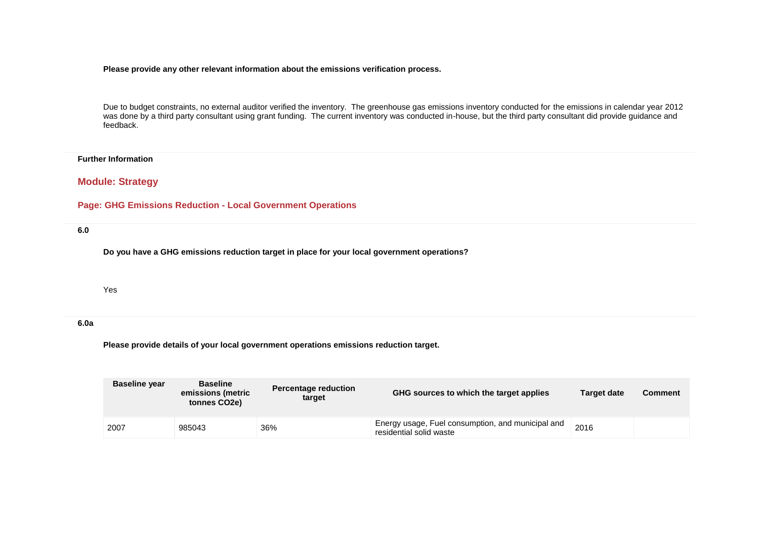**Please provide any other relevant information about the emissions verification process.**

Due to budget constraints, no external auditor verified the inventory. The greenhouse gas emissions inventory conducted for the emissions in calendar year 2012 was done by a third party consultant using grant funding. The current inventory was conducted in-house, but the third party consultant did provide guidance and feedback.

**Further Information**

## Module: Strategy

### Page: GHG Emissions Reduction - Local Government Operations

**6.0**

**Do you have a GHG emissions reduction target in place for your local government operations?**

Yes

**6.0a**

**Please provide details of your local government operations emissions reduction target.**

| Baseline year | Baseline emissions (metric tonnes CO2e) | Percentage reduction target | GHG sources to which the target applies | Target date | Comment |
|---|---|---|---|---|---|
| 2007 | 985043 | 36% | Energy usage, Fuel consumption, and municipal and residential solid waste | 2016 | |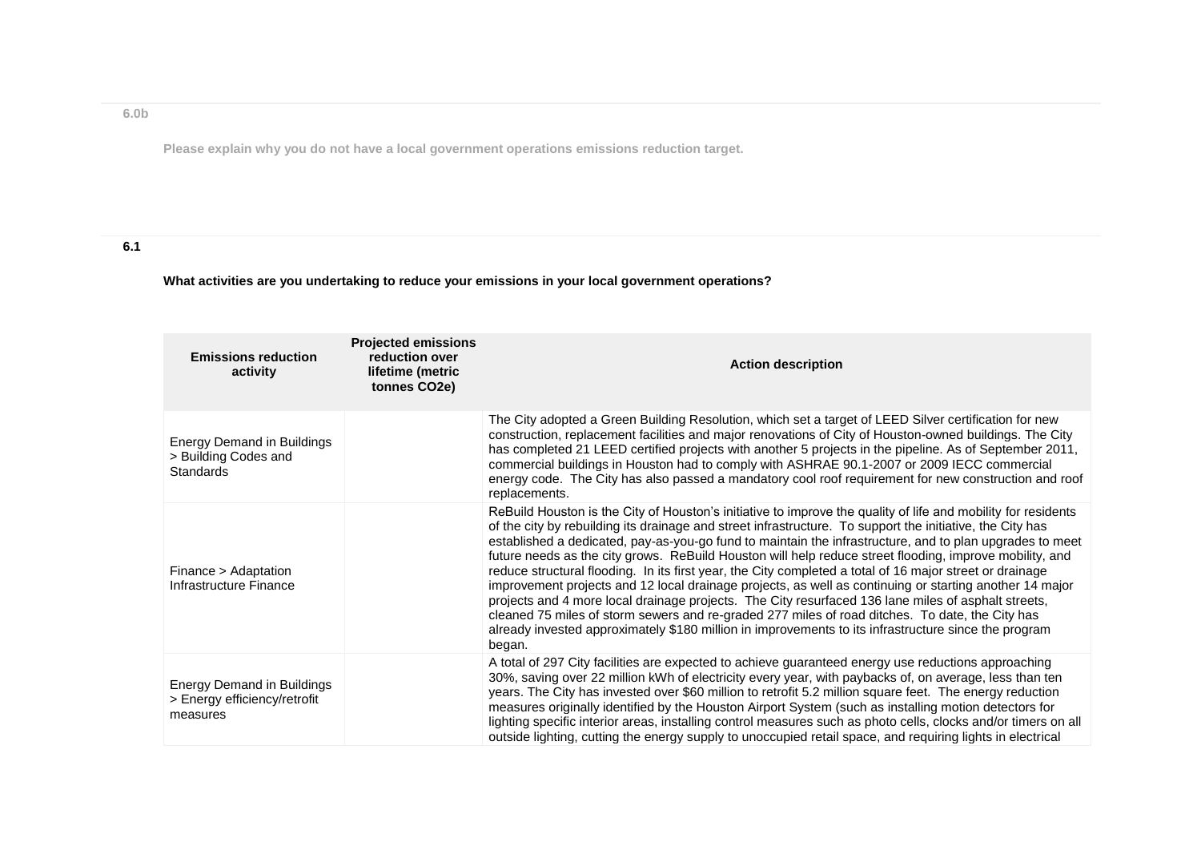6.0b

Please explain why you do not have a local government operations emissions reduction target.

6.1

**What activities are you undertaking to reduce your emissions in your local government operations?**

| Emissions reduction activity | Projected emissions reduction over lifetime (metric tonnes CO2e) | Action description |
| --- | --- | --- |
| Energy Demand in Buildings > Building Codes and Standards | | The City adopted a Green Building Resolution, which set a target of LEED Silver certification for new construction, replacement facilities and major renovations of City of Houston-owned buildings. The City has completed 21 LEED certified projects with another 5 projects in the pipeline. As of September 2011, commercial buildings in Houston had to comply with ASHRAE 90.1-2007 or 2009 IECC commercial energy code. The City has also passed a mandatory cool roof requirement for new construction and roof replacements. |
| Finance > Adaptation Infrastructure Finance | | ReBuild Houston is the City of Houston's initiative to improve the quality of life and mobility for residents of the city by rebuilding its drainage and street infrastructure. To support the initiative, the City has established a dedicated, pay-as-you-go fund to maintain the infrastructure, and to plan upgrades to meet future needs as the city grows. ReBuild Houston will help reduce street flooding, improve mobility, and reduce structural flooding. In its first year, the City completed a total of 16 major street or drainage improvement projects and 12 local drainage projects, as well as continuing or starting another 14 major projects and 4 more local drainage projects. The City resurfaced 136 lane miles of asphalt streets, cleaned 75 miles of storm sewers and re-graded 277 miles of road ditches. To date, the City has already invested approximately $180 million in improvements to its infrastructure since the program began. |
| Energy Demand in Buildings > Energy efficiency/retrofit measures | | A total of 297 City facilities are expected to achieve guaranteed energy use reductions approaching 30%, saving over 22 million kWh of electricity every year, with paybacks of, on average, less than ten years. The City has invested over $60 million to retrofit 5.2 million square feet. The energy reduction measures originally identified by the Houston Airport System (such as installing motion detectors for lighting specific interior areas, installing control measures such as photo cells, clocks and/or timers on all outside lighting, cutting the energy supply to unoccupied retail space, and requiring lights in electrical |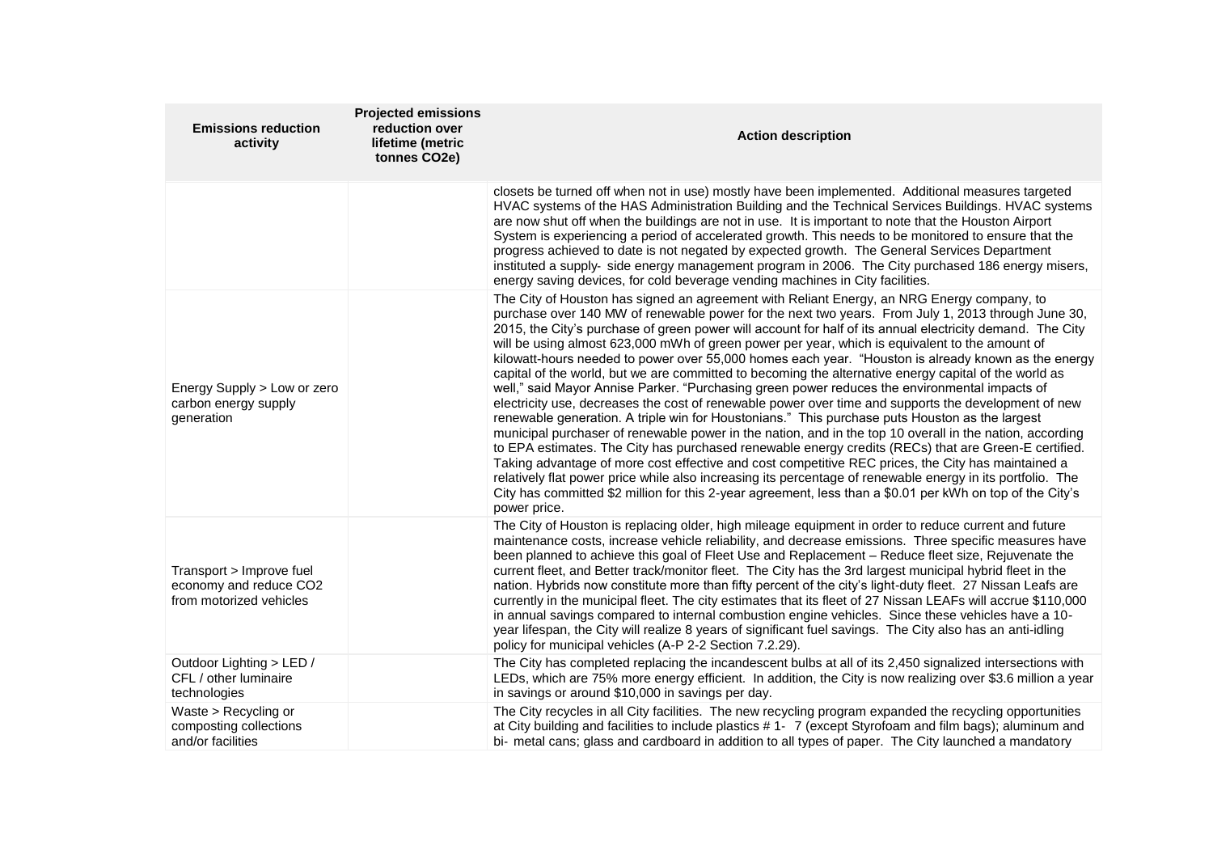| Emissions reduction activity | Projected emissions reduction over lifetime (metric tonnes CO2e) | Action description |
|---|---|---|
| | | closets be turned off when not in use) mostly have been implemented. Additional measures targeted HVAC systems of the HAS Administration Building and the Technical Services Buildings. HVAC systems are now shut off when the buildings are not in use. It is important to note that the Houston Airport System is experiencing a period of accelerated growth. This needs to be monitored to ensure that the progress achieved to date is not negated by expected growth. The General Services Department instituted a supply- side energy management program in 2006. The City purchased 186 energy misers, energy saving devices, for cold beverage vending machines in City facilities. |
| Energy Supply > Low or zero carbon energy supply generation | | The City of Houston has signed an agreement with Reliant Energy, an NRG Energy company, to purchase over 140 MW of renewable power for the next two years. From July 1, 2013 through June 30, 2015, the City's purchase of green power will account for half of its annual electricity demand. The City will be using almost 623,000 mWh of green power per year, which is equivalent to the amount of kilowatt-hours needed to power over 55,000 homes each year. "Houston is already known as the energy capital of the world, but we are committed to becoming the alternative energy capital of the world as well," said Mayor Annise Parker. "Purchasing green power reduces the environmental impacts of electricity use, decreases the cost of renewable power over time and supports the development of new renewable generation. A triple win for Houstonians." This purchase puts Houston as the largest municipal purchaser of renewable power in the nation, and in the top 10 overall in the nation, according to EPA estimates. The City has purchased renewable energy credits (RECs) that are Green-E certified. Taking advantage of more cost effective and cost competitive REC prices, the City has maintained a relatively flat power price while also increasing its percentage of renewable energy in its portfolio. The City has committed $2 million for this 2-year agreement, less than a $0.01 per kWh on top of the City's power price. |
| Transport > Improve fuel economy and reduce CO2 from motorized vehicles | | The City of Houston is replacing older, high mileage equipment in order to reduce current and future maintenance costs, increase vehicle reliability, and decrease emissions. Three specific measures have been planned to achieve this goal of Fleet Use and Replacement – Reduce fleet size, Rejuvenate the current fleet, and Better track/monitor fleet. The City has the 3rd largest municipal hybrid fleet in the nation. Hybrids now constitute more than fifty percent of the city's light-duty fleet. 27 Nissan Leafs are currently in the municipal fleet. The city estimates that its fleet of 27 Nissan LEAFs will accrue $110,000 in annual savings compared to internal combustion engine vehicles. Since these vehicles have a 10-year lifespan, the City will realize 8 years of significant fuel savings. The City also has an anti-idling policy for municipal vehicles (A-P 2-2 Section 7.2.29). |
| Outdoor Lighting > LED / CFL / other luminaire technologies | | The City has completed replacing the incandescent bulbs at all of its 2,450 signalized intersections with LEDs, which are 75% more energy efficient. In addition, the City is now realizing over $3.6 million a year in savings or around $10,000 in savings per day. |
| Waste > Recycling or composting collections and/or facilities | | The City recycles in all City facilities. The new recycling program expanded the recycling opportunities at City building and facilities to include plastics # 1- 7 (except Styrofoam and film bags); aluminum and bi- metal cans; glass and cardboard in addition to all types of paper. The City launched a mandatory |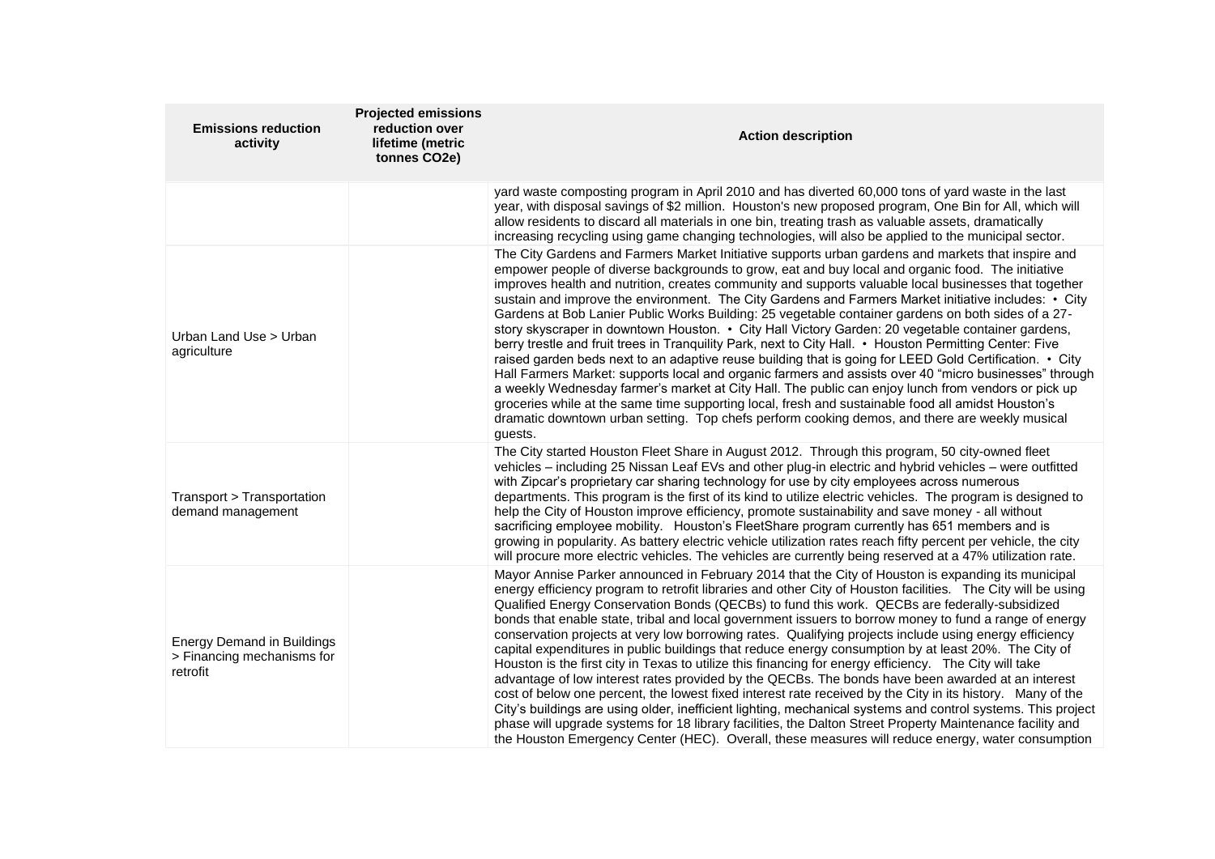| Emissions reduction activity | Projected emissions reduction over lifetime (metric tonnes CO2e) | Action description |
|---|---|---|
| | | yard waste composting program in April 2010 and has diverted 60,000 tons of yard waste in the last year, with disposal savings of $2 million. Houston's new proposed program, One Bin for All, which will allow residents to discard all materials in one bin, treating trash as valuable assets, dramatically increasing recycling using game changing technologies, will also be applied to the municipal sector. |
| Urban Land Use > Urban agriculture | | The City Gardens and Farmers Market Initiative supports urban gardens and markets that inspire and empower people of diverse backgrounds to grow, eat and buy local and organic food. The initiative improves health and nutrition, creates community and supports valuable local businesses that together sustain and improve the environment. The City Gardens and Farmers Market initiative includes: • City Gardens at Bob Lanier Public Works Building: 25 vegetable container gardens on both sides of a 27-story skyscraper in downtown Houston. • City Hall Victory Garden: 20 vegetable container gardens, berry trestle and fruit trees in Tranquility Park, next to City Hall. • Houston Permitting Center: Five raised garden beds next to an adaptive reuse building that is going for LEED Gold Certification. • City Hall Farmers Market: supports local and organic farmers and assists over 40 "micro businesses" through a weekly Wednesday farmer's market at City Hall. The public can enjoy lunch from vendors or pick up groceries while at the same time supporting local, fresh and sustainable food all amidst Houston's dramatic downtown urban setting. Top chefs perform cooking demos, and there are weekly musical guests. |
| Transport > Transportation demand management | | The City started Houston Fleet Share in August 2012. Through this program, 50 city-owned fleet vehicles – including 25 Nissan Leaf EVs and other plug-in electric and hybrid vehicles – were outfitted with Zipcar's proprietary car sharing technology for use by city employees across numerous departments. This program is the first of its kind to utilize electric vehicles. The program is designed to help the City of Houston improve efficiency, promote sustainability and save money - all without sacrificing employee mobility. Houston's FleetShare program currently has 651 members and is growing in popularity. As battery electric vehicle utilization rates reach fifty percent per vehicle, the city will procure more electric vehicles. The vehicles are currently being reserved at a 47% utilization rate. |
| Energy Demand in Buildings > Financing mechanisms for retrofit | | Mayor Annise Parker announced in February 2014 that the City of Houston is expanding its municipal energy efficiency program to retrofit libraries and other City of Houston facilities. The City will be using Qualified Energy Conservation Bonds (QECBs) to fund this work. QECBs are federally-subsidized bonds that enable state, tribal and local government issuers to borrow money to fund a range of energy conservation projects at very low borrowing rates. Qualifying projects include using energy efficiency capital expenditures in public buildings that reduce energy consumption by at least 20%. The City of Houston is the first city in Texas to utilize this financing for energy efficiency. The City will take advantage of low interest rates provided by the QECBs. The bonds have been awarded at an interest cost of below one percent, the lowest fixed interest rate received by the City in its history. Many of the City's buildings are using older, inefficient lighting, mechanical systems and control systems. This project phase will upgrade systems for 18 library facilities, the Dalton Street Property Maintenance facility and the Houston Emergency Center (HEC). Overall, these measures will reduce energy, water consumption |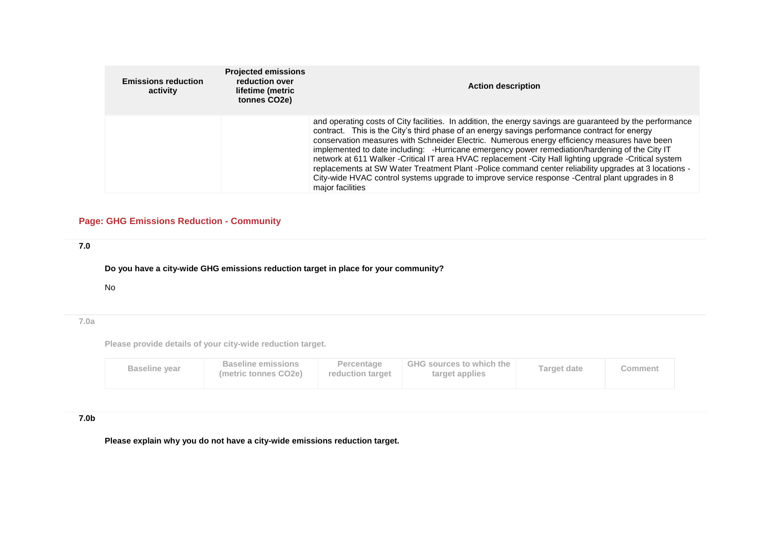| Emissions reduction activity | Projected emissions reduction over lifetime (metric tonnes CO2e) | Action description |
|---|---|---|
| | | and operating costs of City facilities. In addition, the energy savings are guaranteed by the performance contract. This is the City's third phase of an energy savings performance contract for energy conservation measures with Schneider Electric. Numerous energy efficiency measures have been implemented to date including: -Hurricane emergency power remediation/hardening of the City IT network at 611 Walker -Critical IT area HVAC replacement -City Hall lighting upgrade -Critical system replacements at SW Water Treatment Plant -Police command center reliability upgrades at 3 locations -City-wide HVAC control systems upgrade to improve service response -Central plant upgrades in 8 major facilities |

## Page: GHG Emissions Reduction - Community

**7.0**

**Do you have a city-wide GHG emissions reduction target in place for your community?**

No

**7.0a**

**Please provide details of your city-wide reduction target.**

| Baseline year | Baseline emissions (metric tonnes CO2e) | Percentage reduction target | GHG sources to which the target applies | Target date | Comment |
|---|---|---|---|---|---|

**7.0b**

**Please explain why you do not have a city-wide emissions reduction target.**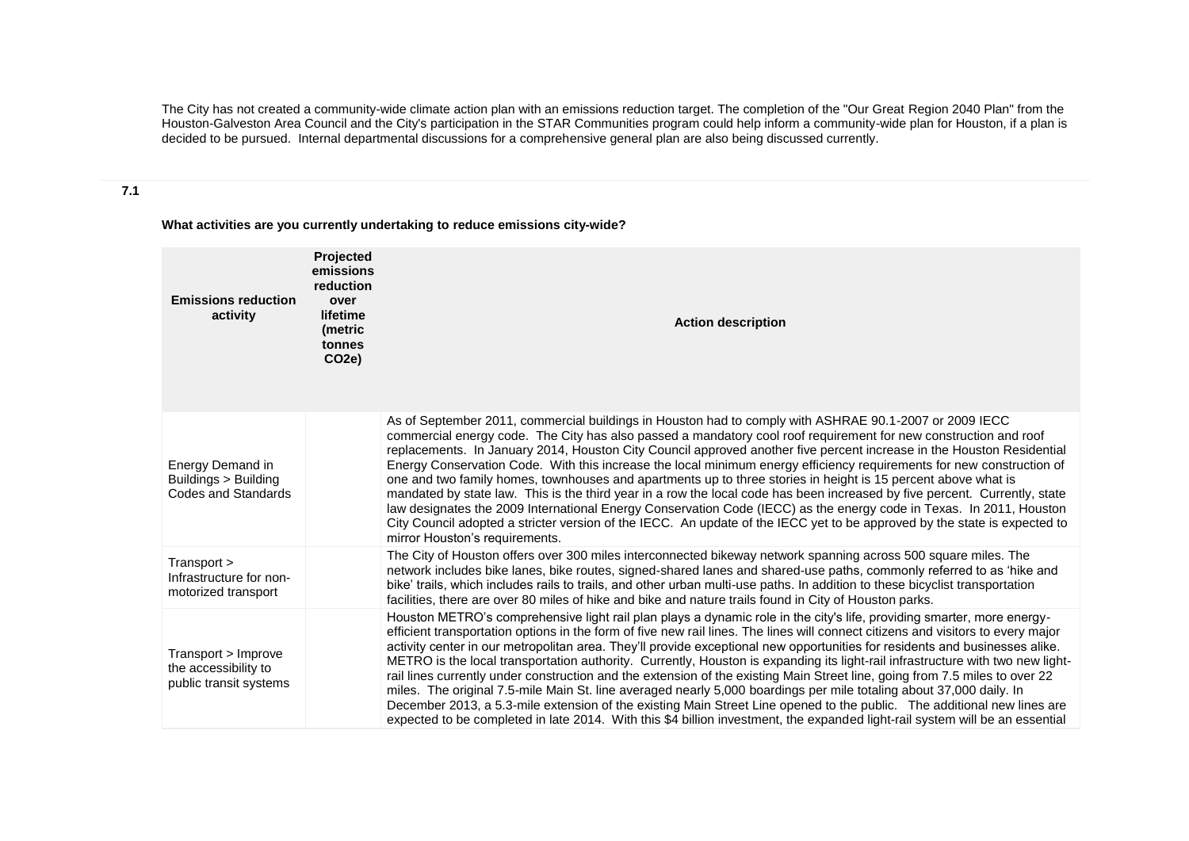The City has not created a community-wide climate action plan with an emissions reduction target. The completion of the "Our Great Region 2040 Plan" from the Houston-Galveston Area Council and the City's participation in the STAR Communities program could help inform a community-wide plan for Houston, if a plan is decided to be pursued. Internal departmental discussions for a comprehensive general plan are also being discussed currently.

**7.1**

**What activities are you currently undertaking to reduce emissions city-wide?**

| Emissions reduction activity | Projected emissions reduction over lifetime (metric tonnes CO2e) | Action description |
|---|---|---|
| Energy Demand in Buildings > Building Codes and Standards | | As of September 2011, commercial buildings in Houston had to comply with ASHRAE 90.1-2007 or 2009 IECC commercial energy code. The City has also passed a mandatory cool roof requirement for new construction and roof replacements. In January 2014, Houston City Council approved another five percent increase in the Houston Residential Energy Conservation Code. With this increase the local minimum energy efficiency requirements for new construction of one and two family homes, townhouses and apartments up to three stories in height is 15 percent above what is mandated by state law. This is the third year in a row the local code has been increased by five percent. Currently, state law designates the 2009 International Energy Conservation Code (IECC) as the energy code in Texas. In 2011, Houston City Council adopted a stricter version of the IECC. An update of the IECC yet to be approved by the state is expected to mirror Houston's requirements. |
| Transport > Infrastructure for non-motorized transport | | The City of Houston offers over 300 miles interconnected bikeway network spanning across 500 square miles. The network includes bike lanes, bike routes, signed-shared lanes and shared-use paths, commonly referred to as 'hike and bike' trails, which includes rails to trails, and other urban multi-use paths. In addition to these bicyclist transportation facilities, there are over 80 miles of hike and bike and nature trails found in City of Houston parks. |
| Transport > Improve the accessibility to public transit systems | | Houston METRO's comprehensive light rail plan plays a dynamic role in the city's life, providing smarter, more energy-efficient transportation options in the form of five new rail lines. The lines will connect citizens and visitors to every major activity center in our metropolitan area. They'll provide exceptional new opportunities for residents and businesses alike. METRO is the local transportation authority. Currently, Houston is expanding its light-rail infrastructure with two new light-rail lines currently under construction and the extension of the existing Main Street line, going from 7.5 miles to over 22 miles. The original 7.5-mile Main St. line averaged nearly 5,000 boardings per mile totaling about 37,000 daily. In December 2013, a 5.3-mile extension of the existing Main Street Line opened to the public. The additional new lines are expected to be completed in late 2014. With this $4 billion investment, the expanded light-rail system will be an essential |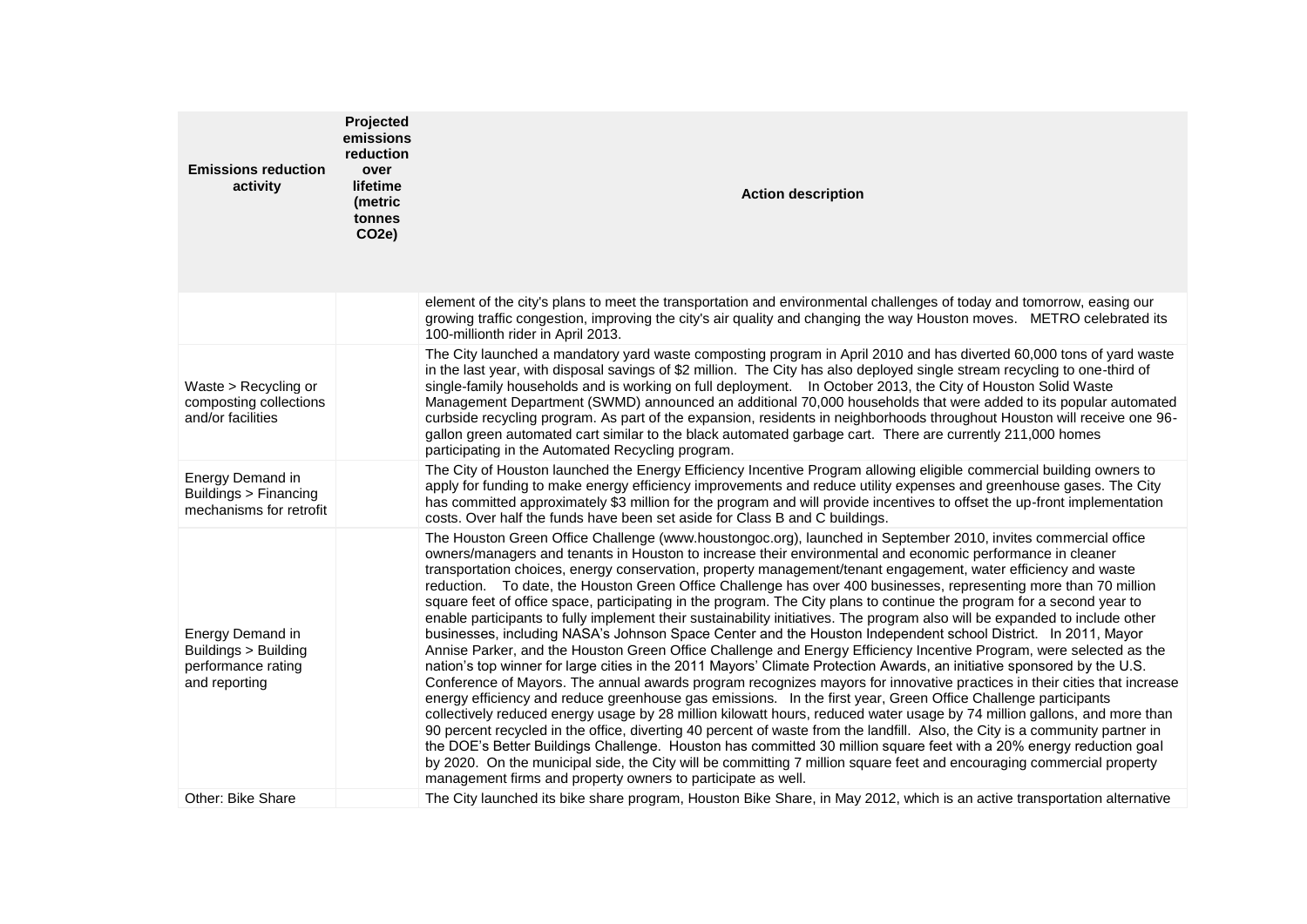| Emissions reduction activity | Projected emissions reduction over lifetime (metric tonnes CO2e) | Action description |
|---|---|---|
| | | element of the city's plans to meet the transportation and environmental challenges of today and tomorrow, easing our growing traffic congestion, improving the city's air quality and changing the way Houston moves. METRO celebrated its 100-millionth rider in April 2013. |
| Waste > Recycling or composting collections and/or facilities | | The City launched a mandatory yard waste composting program in April 2010 and has diverted 60,000 tons of yard waste in the last year, with disposal savings of $2 million. The City has also deployed single stream recycling to one-third of single-family households and is working on full deployment. In October 2013, the City of Houston Solid Waste Management Department (SWMD) announced an additional 70,000 households that were added to its popular automated curbside recycling program. As part of the expansion, residents in neighborhoods throughout Houston will receive one 96-gallon green automated cart similar to the black automated garbage cart. There are currently 211,000 homes participating in the Automated Recycling program. |
| Energy Demand in Buildings > Financing mechanisms for retrofit | | The City of Houston launched the Energy Efficiency Incentive Program allowing eligible commercial building owners to apply for funding to make energy efficiency improvements and reduce utility expenses and greenhouse gases. The City has committed approximately $3 million for the program and will provide incentives to offset the up-front implementation costs. Over half the funds have been set aside for Class B and C buildings. |
| Energy Demand in Buildings > Building performance rating and reporting | | The Houston Green Office Challenge (www.houstongoc.org), launched in September 2010, invites commercial office owners/managers and tenants in Houston to increase their environmental and economic performance in cleaner transportation choices, energy conservation, property management/tenant engagement, water efficiency and waste reduction. To date, the Houston Green Office Challenge has over 400 businesses, representing more than 70 million square feet of office space, participating in the program. The City plans to continue the program for a second year to enable participants to fully implement their sustainability initiatives. The program also will be expanded to include other businesses, including NASA's Johnson Space Center and the Houston Independent school District. In 2011, Mayor Annise Parker, and the Houston Green Office Challenge and Energy Efficiency Incentive Program, were selected as the nation's top winner for large cities in the 2011 Mayors' Climate Protection Awards, an initiative sponsored by the U.S. Conference of Mayors. The annual awards program recognizes mayors for innovative practices in their cities that increase energy efficiency and reduce greenhouse gas emissions. In the first year, Green Office Challenge participants collectively reduced energy usage by 28 million kilowatt hours, reduced water usage by 74 million gallons, and more than 90 percent recycled in the office, diverting 40 percent of waste from the landfill. Also, the City is a community partner in the DOE's Better Buildings Challenge. Houston has committed 30 million square feet with a 20% energy reduction goal by 2020. On the municipal side, the City will be committing 7 million square feet and encouraging commercial property management firms and property owners to participate as well. |
| Other: Bike Share | | The City launched its bike share program, Houston Bike Share, in May 2012, which is an active transportation alternative |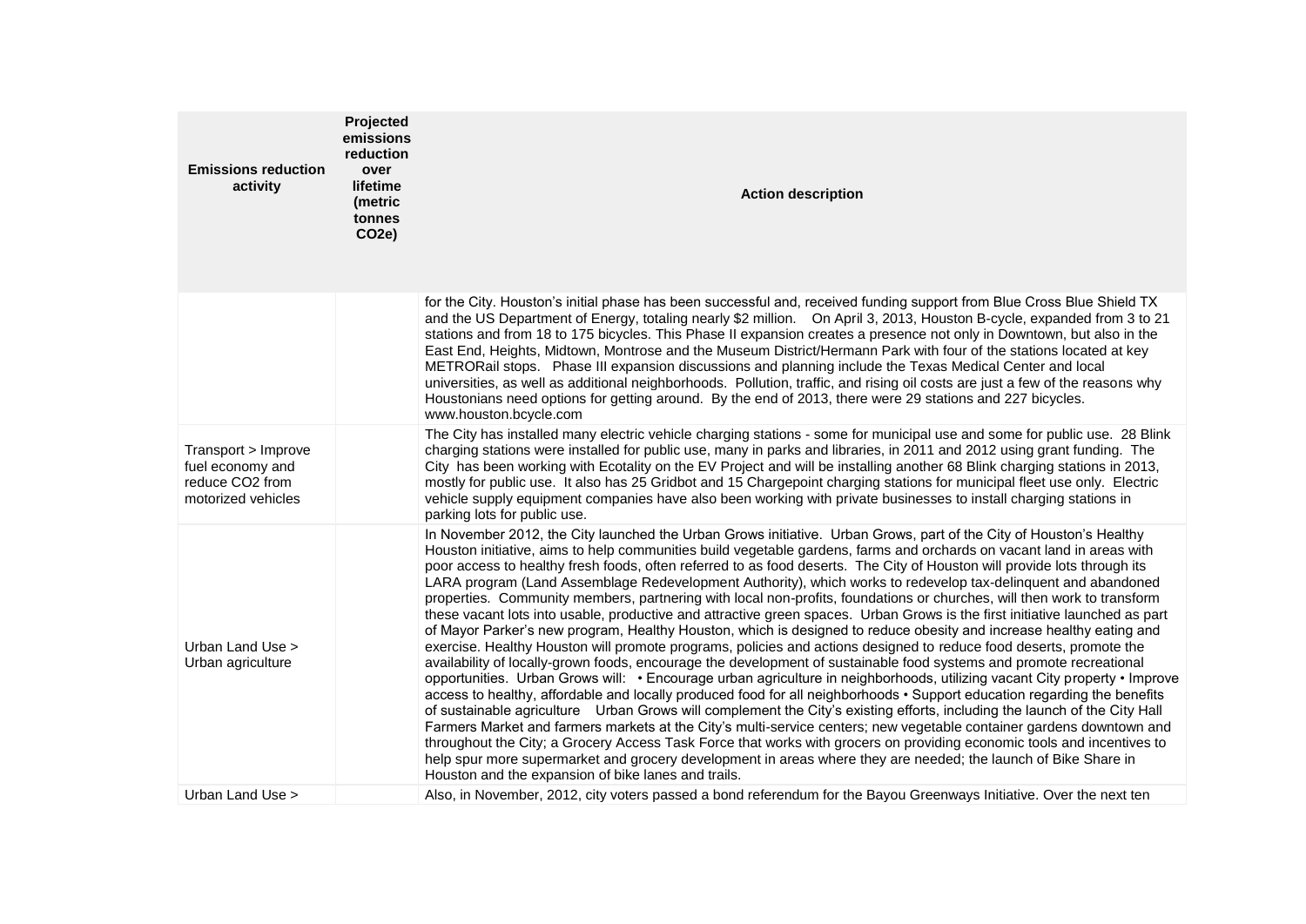| Emissions reduction activity | Projected emissions reduction over lifetime (metric tonnes $CO_2e$) | Action description |
| --- | --- | --- |
| | | for the City. Houston's initial phase has been successful and, received funding support from Blue Cross Blue Shield TX and the US Department of Energy, totaling nearly $2 million. On April 3, 2013, Houston B-cycle, expanded from 3 to 21 stations and from 18 to 175 bicycles. This Phase II expansion creates a presence not only in Downtown, but also in the East End, Heights, Midtown, Montrose and the Museum District/Hermann Park with four of the stations located at key METRORail stops. Phase III expansion discussions and planning include the Texas Medical Center and local universities, as well as additional neighborhoods. Pollution, traffic, and rising oil costs are just a few of the reasons why Houstonians need options for getting around. By the end of 2013, there were 29 stations and 227 bicycles. www.houston.bcycle.com |
| Transport > Improve fuel economy and reduce $CO_2$ from motorized vehicles | | The City has installed many electric vehicle charging stations - some for municipal use and some for public use. 28 Blink charging stations were installed for public use, many in parks and libraries, in 2011 and 2012 using grant funding. The City has been working with Ecotality on the EV Project and will be installing another 68 Blink charging stations in 2013, mostly for public use. It also has 25 Gridbot and 15 Chargepoint charging stations for municipal fleet use only. Electric vehicle supply equipment companies have also been working with private businesses to install charging stations in parking lots for public use. |
| Urban Land Use > Urban agriculture | | In November 2012, the City launched the Urban Grows initiative. Urban Grows, part of the City of Houston's Healthy Houston initiative, aims to help communities build vegetable gardens, farms and orchards on vacant land in areas with poor access to healthy fresh foods, often referred to as food deserts. The City of Houston will provide lots through its LARA program (Land Assemblage Redevelopment Authority), which works to redevelop tax-delinquent and abandoned properties. Community members, partnering with local non-profits, foundations or churches, will then work to transform these vacant lots into usable, productive and attractive green spaces. Urban Grows is the first initiative launched as part of Mayor Parker's new program, Healthy Houston, which is designed to reduce obesity and increase healthy eating and exercise. Healthy Houston will promote programs, policies and actions designed to reduce food deserts, promote the availability of locally-grown foods, encourage the development of sustainable food systems and promote recreational opportunities. Urban Grows will: • Encourage urban agriculture in neighborhoods, utilizing vacant City property • Improve access to healthy, affordable and locally produced food for all neighborhoods • Support education regarding the benefits of sustainable agriculture Urban Grows will complement the City's existing efforts, including the launch of the City Hall Farmers Market and farmers markets at the City's multi-service centers; new vegetable container gardens downtown and throughout the City; a Grocery Access Task Force that works with grocers on providing economic tools and incentives to help spur more supermarket and grocery development in areas where they are needed; the launch of Bike Share in Houston and the expansion of bike lanes and trails. |
| Urban Land Use > | | Also, in November, 2012, city voters passed a bond referendum for the Bayou Greenways Initiative. Over the next ten |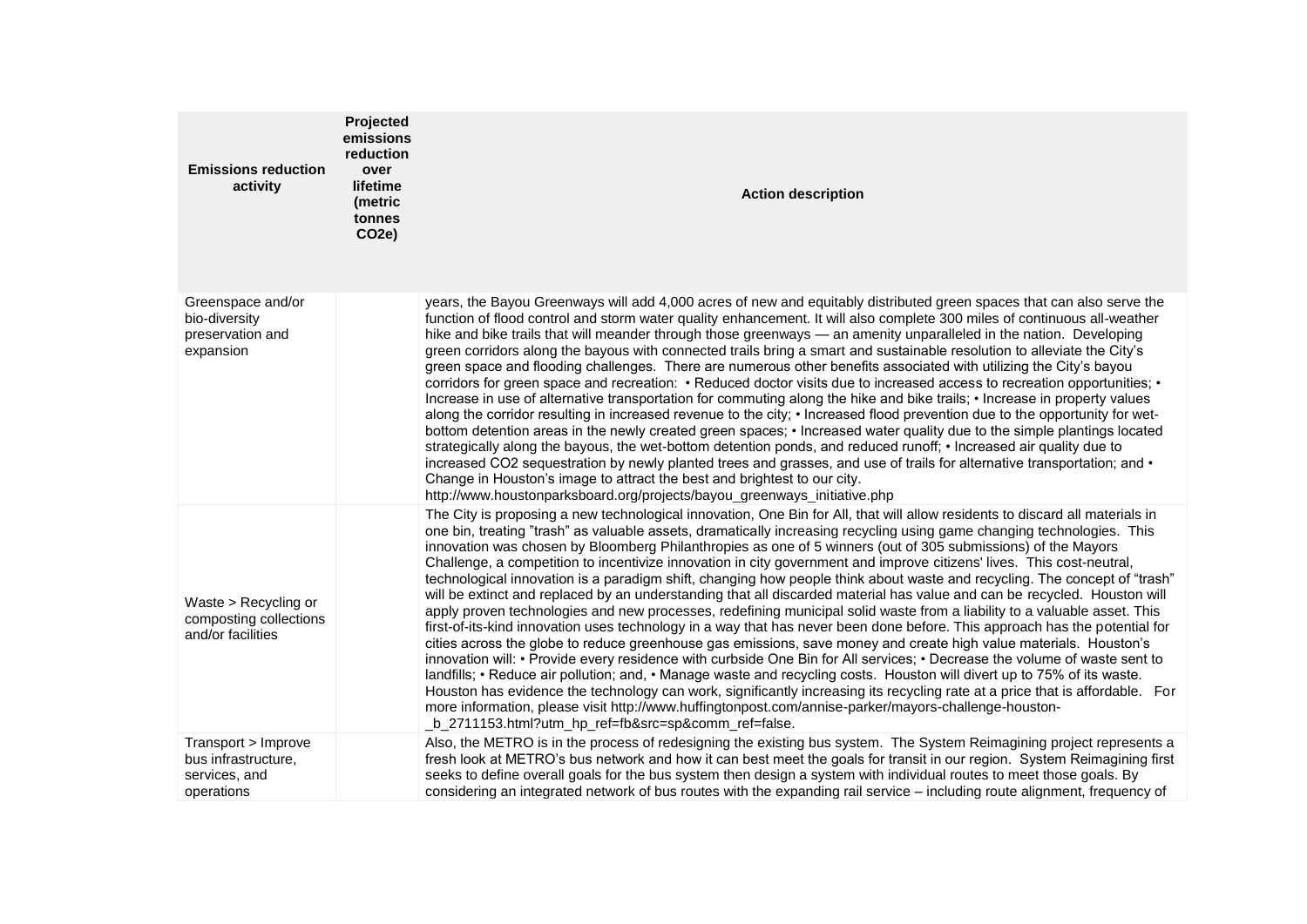| Emissions reduction activity | Projected emissions reduction over lifetime (metric tonnes $CO_2e$) | Action description |
|---|---|---|
| Greenspace and/or bio-diversity preservation and expansion | | years, the Bayou Greenways will add 4,000 acres of new and equitably distributed green spaces that can also serve the function of flood control and storm water quality enhancement. It will also complete 300 miles of continuous all-weather hike and bike trails that will meander through those greenways — an amenity unparalleled in the nation. Developing green corridors along the bayous with connected trails bring a smart and sustainable resolution to alleviate the City's green space and flooding challenges. There are numerous other benefits associated with utilizing the City's bayou corridors for green space and recreation: • Reduced doctor visits due to increased access to recreation opportunities; • Increase in use of alternative transportation for commuting along the hike and bike trails; • Increase in property values along the corridor resulting in increased revenue to the city; • Increased flood prevention due to the opportunity for wet-bottom detention areas in the newly created green spaces; • Increased water quality due to the simple plantings located strategically along the bayous, the wet-bottom detention ponds, and reduced runoff; • Increased air quality due to increased CO2 sequestration by newly planted trees and grasses, and use of trails for alternative transportation; and • Change in Houston's image to attract the best and brightest to our city. http://www.houstonparksboard.org/projects/bayou_greenways_initiative.php |
| Waste > Recycling or composting collections and/or facilities | | The City is proposing a new technological innovation, One Bin for All, that will allow residents to discard all materials in one bin, treating "trash" as valuable assets, dramatically increasing recycling using game changing technologies. This innovation was chosen by Bloomberg Philanthropies as one of 5 winners (out of 305 submissions) of the Mayors Challenge, a competition to incentivize innovation in city government and improve citizens' lives. This cost-neutral, technological innovation is a paradigm shift, changing how people think about waste and recycling. The concept of "trash" will be extinct and replaced by an understanding that all discarded material has value and can be recycled. Houston will apply proven technologies and new processes, redefining municipal solid waste from a liability to a valuable asset. This first-of-its-kind innovation uses technology in a way that has never been done before. This approach has the potential for cities across the globe to reduce greenhouse gas emissions, save money and create high value materials. Houston's innovation will: • Provide every residence with curbside One Bin for All services; • Decrease the volume of waste sent to landfills; • Reduce air pollution; and, • Manage waste and recycling costs. Houston will divert up to 75% of its waste. Houston has evidence the technology can work, significantly increasing its recycling rate at a price that is affordable. For more information, please visit http://www.huffingtonpost.com/annise-parker/mayors-challenge-houston-_b_2711153.html?utm_hp_ref=fb&src=sp&comm_ref=false. |
| Transport > Improve bus infrastructure, services, and operations | | Also, the METRO is in the process of redesigning the existing bus system. The System Reimagining project represents a fresh look at METRO's bus network and how it can best meet the goals for transit in our region. System Reimagining first seeks to define overall goals for the bus system then design a system with individual routes to meet those goals. By considering an integrated network of bus routes with the expanding rail service – including route alignment, frequency of |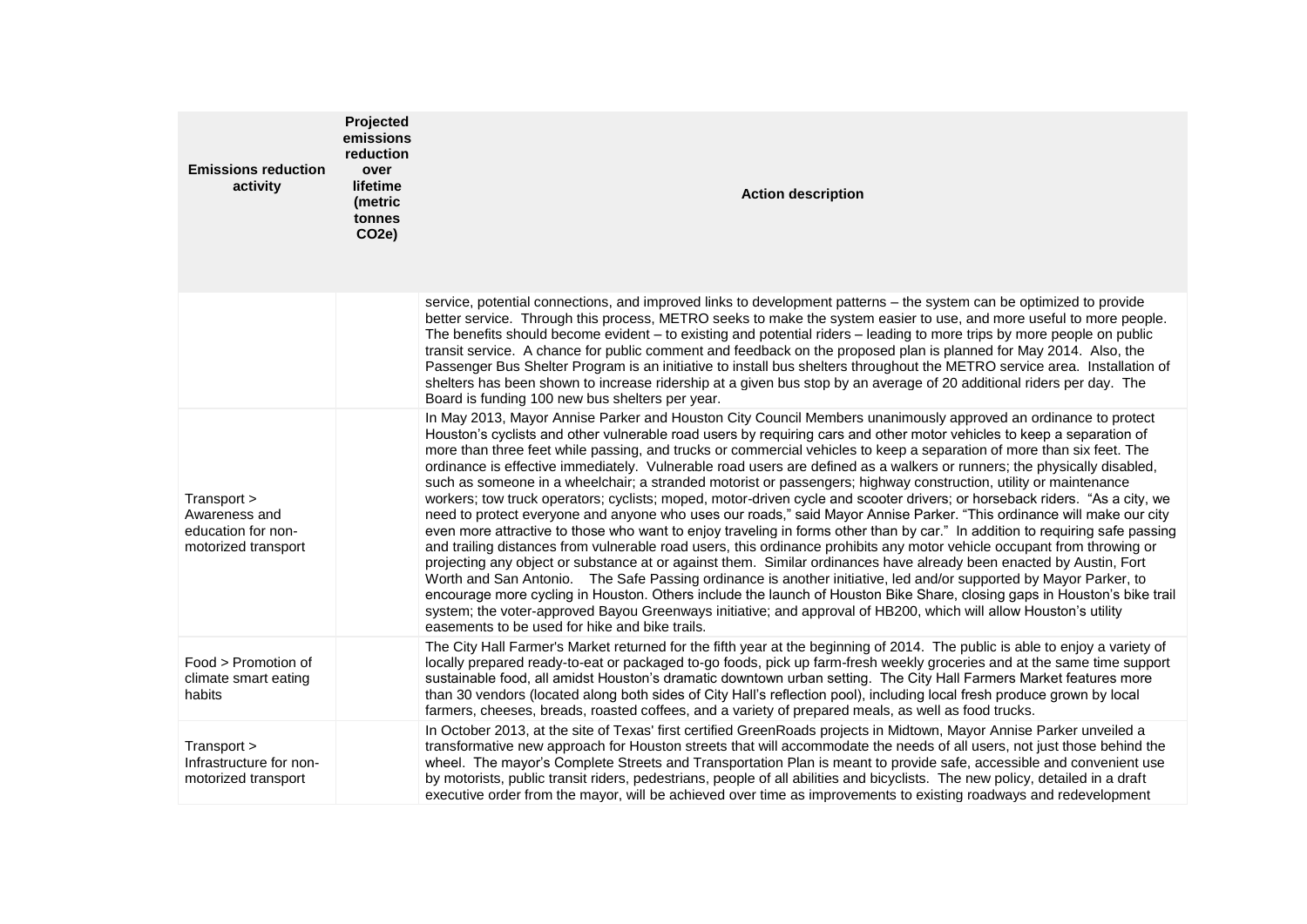| Emissions reduction activity | Projected emissions reduction over lifetime (metric tonnes CO2e) | Action description |
|---|---|---|
| | | service, potential connections, and improved links to development patterns – the system can be optimized to provide better service. Through this process, METRO seeks to make the system easier to use, and more useful to more people. The benefits should become evident – to existing and potential riders – leading to more trips by more people on public transit service. A chance for public comment and feedback on the proposed plan is planned for May 2014. Also, the Passenger Bus Shelter Program is an initiative to install bus shelters throughout the METRO service area. Installation of shelters has been shown to increase ridership at a given bus stop by an average of 20 additional riders per day. The Board is funding 100 new bus shelters per year. |
| Transport > Awareness and education for non-motorized transport | | In May 2013, Mayor Annise Parker and Houston City Council Members unanimously approved an ordinance to protect Houston's cyclists and other vulnerable road users by requiring cars and other motor vehicles to keep a separation of more than three feet while passing, and trucks or commercial vehicles to keep a separation of more than six feet. The ordinance is effective immediately. Vulnerable road users are defined as a walkers or runners; the physically disabled, such as someone in a wheelchair; a stranded motorist or passengers; highway construction, utility or maintenance workers; tow truck operators; cyclists; moped, motor-driven cycle and scooter drivers; or horseback riders. "As a city, we need to protect everyone and anyone who uses our roads," said Mayor Annise Parker. "This ordinance will make our city even more attractive to those who want to enjoy traveling in forms other than by car." In addition to requiring safe passing and trailing distances from vulnerable road users, this ordinance prohibits any motor vehicle occupant from throwing or projecting any object or substance at or against them. Similar ordinances have already been enacted by Austin, Fort Worth and San Antonio. The Safe Passing ordinance is another initiative, led and/or supported by Mayor Parker, to encourage more cycling in Houston. Others include the launch of Houston Bike Share, closing gaps in Houston's bike trail system; the voter-approved Bayou Greenways initiative; and approval of HB200, which will allow Houston's utility easements to be used for hike and bike trails. |
| Food > Promotion of climate smart eating habits | | The City Hall Farmer's Market returned for the fifth year at the beginning of 2014. The public is able to enjoy a variety of locally prepared ready-to-eat or packaged to-go foods, pick up farm-fresh weekly groceries and at the same time support sustainable food, all amidst Houston's dramatic downtown urban setting. The City Hall Farmers Market features more than 30 vendors (located along both sides of City Hall's reflection pool), including local fresh produce grown by local farmers, cheeses, breads, roasted coffees, and a variety of prepared meals, as well as food trucks. |
| Transport > Infrastructure for non-motorized transport | | In October 2013, at the site of Texas' first certified GreenRoads projects in Midtown, Mayor Annise Parker unveiled a transformative new approach for Houston streets that will accommodate the needs of all users, not just those behind the wheel. The mayor's Complete Streets and Transportation Plan is meant to provide safe, accessible and convenient use by motorists, public transit riders, pedestrians, people of all abilities and bicyclists. The new policy, detailed in a draft executive order from the mayor, will be achieved over time as improvements to existing roadways and redevelopment |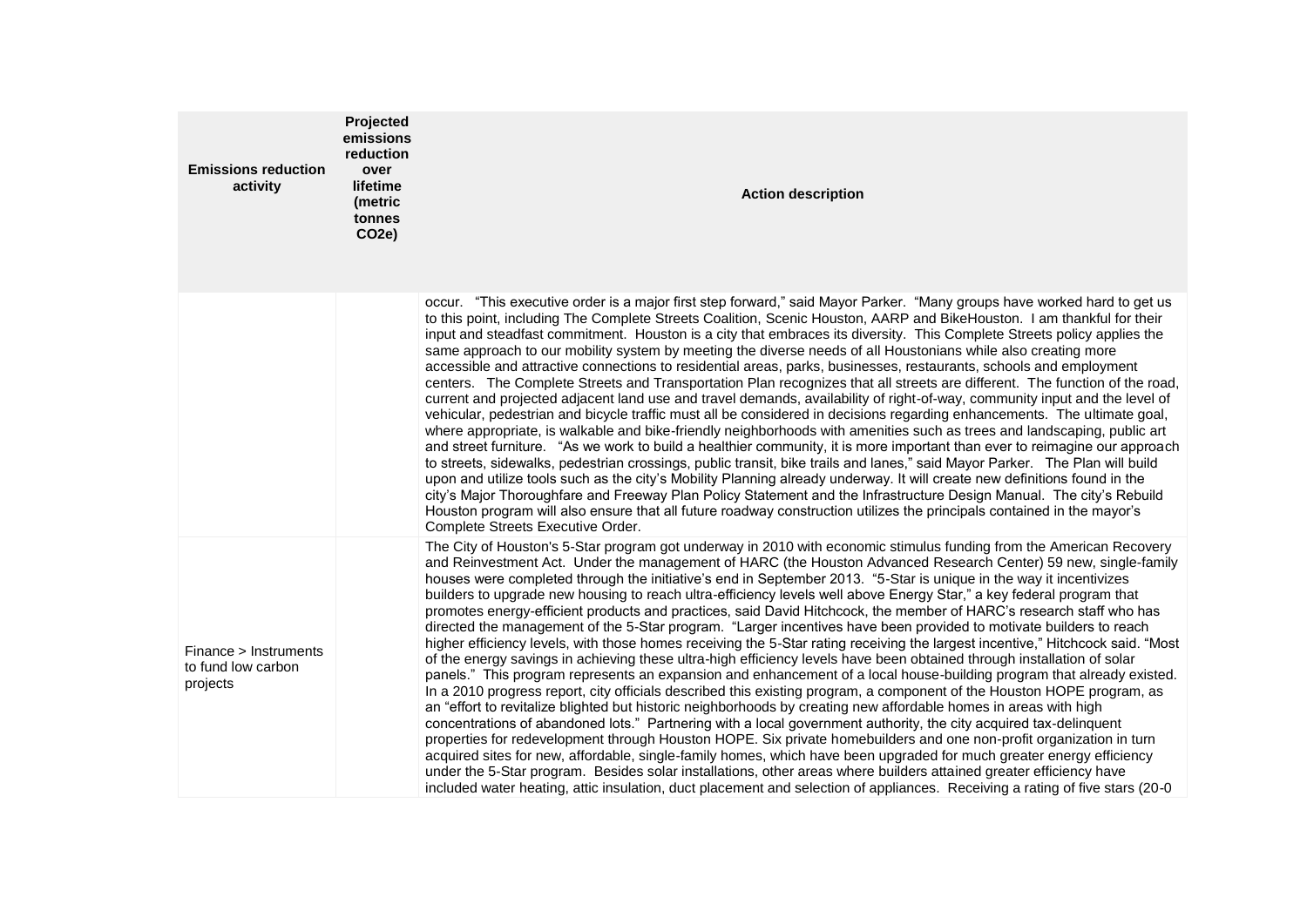| Emissions reduction activity | Projected emissions reduction over lifetime (metric tonnes CO2e) | Action description |
|---|---|---|
| | | occur. "This executive order is a major first step forward," said Mayor Parker. "Many groups have worked hard to get us to this point, including The Complete Streets Coalition, Scenic Houston, AARP and BikeHouston. I am thankful for their input and steadfast commitment. Houston is a city that embraces its diversity. This Complete Streets policy applies the same approach to our mobility system by meeting the diverse needs of all Houstonians while also creating more accessible and attractive connections to residential areas, parks, businesses, restaurants, schools and employment centers. The Complete Streets and Transportation Plan recognizes that all streets are different. The function of the road, current and projected adjacent land use and travel demands, availability of right-of-way, community input and the level of vehicular, pedestrian and bicycle traffic must all be considered in decisions regarding enhancements. The ultimate goal, where appropriate, is walkable and bike-friendly neighborhoods with amenities such as trees and landscaping, public art and street furniture. "As we work to build a healthier community, it is more important than ever to reimagine our approach to streets, sidewalks, pedestrian crossings, public transit, bike trails and lanes," said Mayor Parker. The Plan will build upon and utilize tools such as the city's Mobility Planning already underway. It will create new definitions found in the city's Major Thoroughfare and Freeway Plan Policy Statement and the Infrastructure Design Manual. The city's Rebuild Houston program will also ensure that all future roadway construction utilizes the principals contained in the mayor's Complete Streets Executive Order. |
| Finance > Instruments to fund low carbon projects | | The City of Houston's 5-Star program got underway in 2010 with economic stimulus funding from the American Recovery and Reinvestment Act. Under the management of HARC (the Houston Advanced Research Center) 59 new, single-family houses were completed through the initiative's end in September 2013. "5-Star is unique in the way it incentivizes builders to upgrade new housing to reach ultra-efficiency levels well above Energy Star," a key federal program that promotes energy-efficient products and practices, said David Hitchcock, the member of HARC's research staff who has directed the management of the 5-Star program. "Larger incentives have been provided to motivate builders to reach higher efficiency levels, with those homes receiving the 5-Star rating receiving the largest incentive," Hitchcock said. "Most of the energy savings in achieving these ultra-high efficiency levels have been obtained through installation of solar panels." This program represents an expansion and enhancement of a local house-building program that already existed. In a 2010 progress report, city officials described this existing program, a component of the Houston HOPE program, as an "effort to revitalize blighted but historic neighborhoods by creating new affordable homes in areas with high concentrations of abandoned lots." Partnering with a local government authority, the city acquired tax-delinquent properties for redevelopment through Houston HOPE. Six private homebuilders and one non-profit organization in turn acquired sites for new, affordable, single-family homes, which have been upgraded for much greater energy efficiency under the 5-Star program. Besides solar installations, other areas where builders attained greater efficiency have included water heating, attic insulation, duct placement and selection of appliances. Receiving a rating of five stars (20-0 |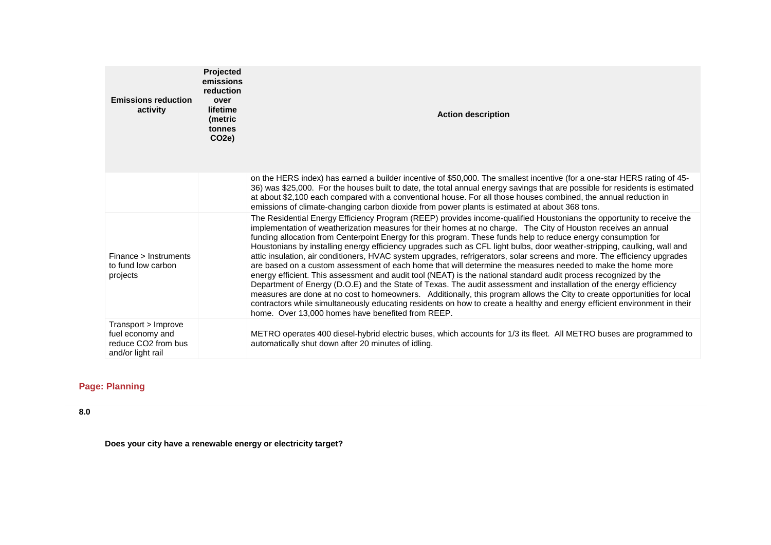| Emissions reduction activity | Projected emissions reduction over lifetime (metric tonnes $CO_2e$) | Action description |
|---|---|---|
| | | on the HERS index) has earned a builder incentive of $50,000. The smallest incentive (for a one-star HERS rating of 45-36) was $25,000. For the houses built to date, the total annual energy savings that are possible for residents is estimated at about $2,100 each compared with a conventional house. For all those houses combined, the annual reduction in emissions of climate-changing carbon dioxide from power plants is estimated at about 368 tons. |
| Finance > Instruments to fund low carbon projects | | The Residential Energy Efficiency Program (REEP) provides income-qualified Houstonians the opportunity to receive the implementation of weatherization measures for their homes at no charge. The City of Houston receives an annual funding allocation from Centerpoint Energy for this program. These funds help to reduce energy consumption for Houstonians by installing energy efficiency upgrades such as CFL light bulbs, door weather-stripping, caulking, wall and attic insulation, air conditioners, HVAC system upgrades, refrigerators, solar screens and more. The efficiency upgrades are based on a custom assessment of each home that will determine the measures needed to make the home more energy efficient. This assessment and audit tool (NEAT) is the national standard audit process recognized by the Department of Energy (D.O.E) and the State of Texas. The audit assessment and installation of the energy efficiency measures are done at no cost to homeowners. Additionally, this program allows the City to create opportunities for local contractors while simultaneously educating residents on how to create a healthy and energy efficient environment in their home. Over 13,000 homes have benefited from REEP. |
| Transport > Improve fuel economy and reduce $CO_2$ from bus and/or light rail | | METRO operates 400 diesel-hybrid electric buses, which accounts for 1/3 its fleet. All METRO buses are programmed to automatically shut down after 20 minutes of idling. |

## Page: Planning

**8.0**

**Does your city have a renewable energy or electricity target?**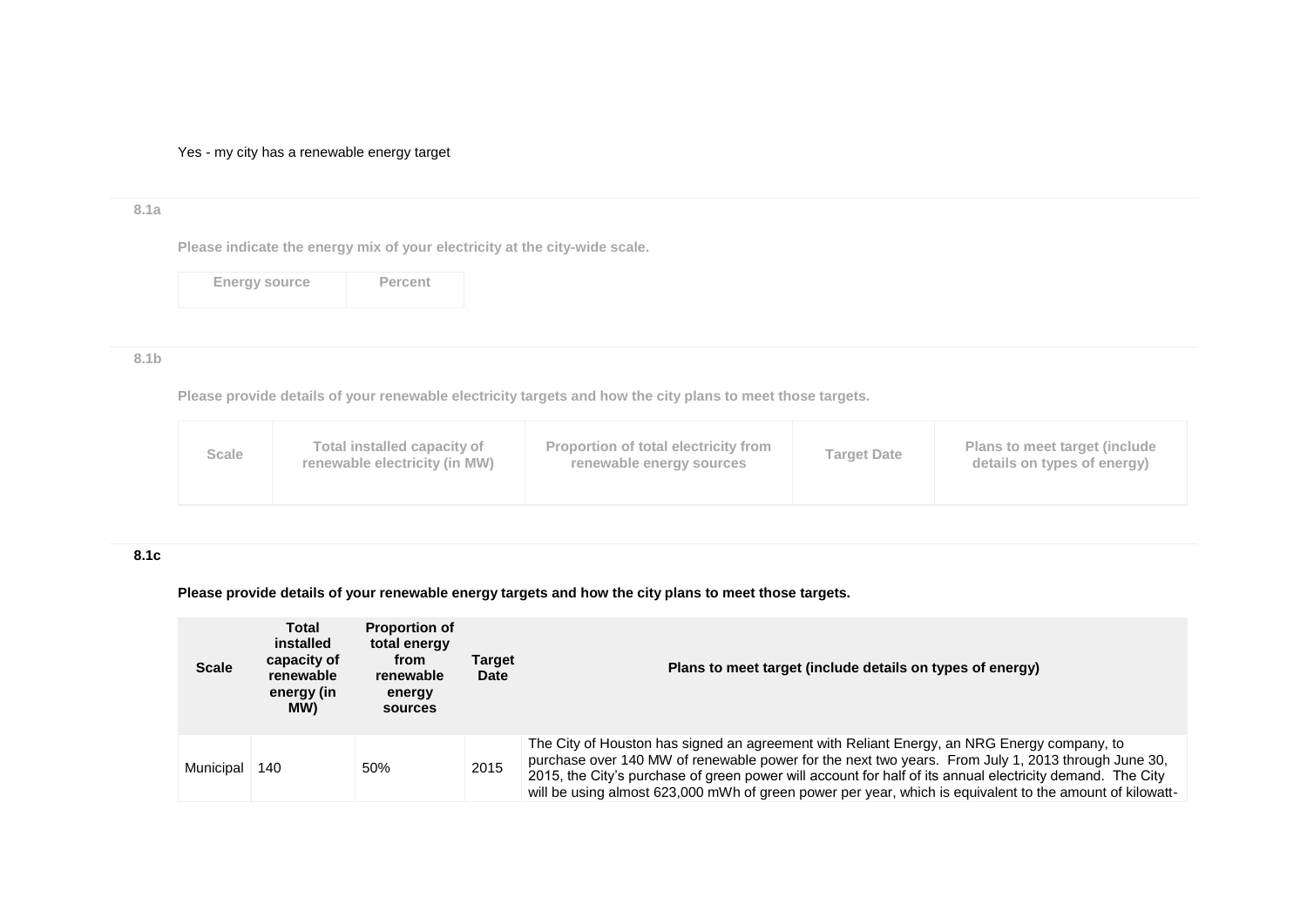Yes - my city has a renewable energy target

8.1a

Please indicate the energy mix of your electricity at the city-wide scale.

| Energy source | Percent |
|---|---|

8.1b

Please provide details of your renewable electricity targets and how the city plans to meet those targets.

| Scale | Total installed capacity of renewable electricity (in MW) | Proportion of total electricity from renewable energy sources | Target Date | Plans to meet target (include details on types of energy) |
|---|---|---|---|---|

**8.1c**

**Please provide details of your renewable energy targets and how the city plans to meet those targets.**

| Scale | Total installed capacity of renewable energy (in MW) | Proportion of total energy from renewable energy sources | Target Date | Plans to meet target (include details on types of energy) |
|---|---|---|---|---|
| Municipal | 140 | 50% | 2015 | The City of Houston has signed an agreement with Reliant Energy, an NRG Energy company, to purchase over 140 MW of renewable power for the next two years. From July 1, 2013 through June 30, 2015, the City's purchase of green power will account for half of its annual electricity demand. The City will be using almost 623,000 mWh of green power per year, which is equivalent to the amount of kilowatt- |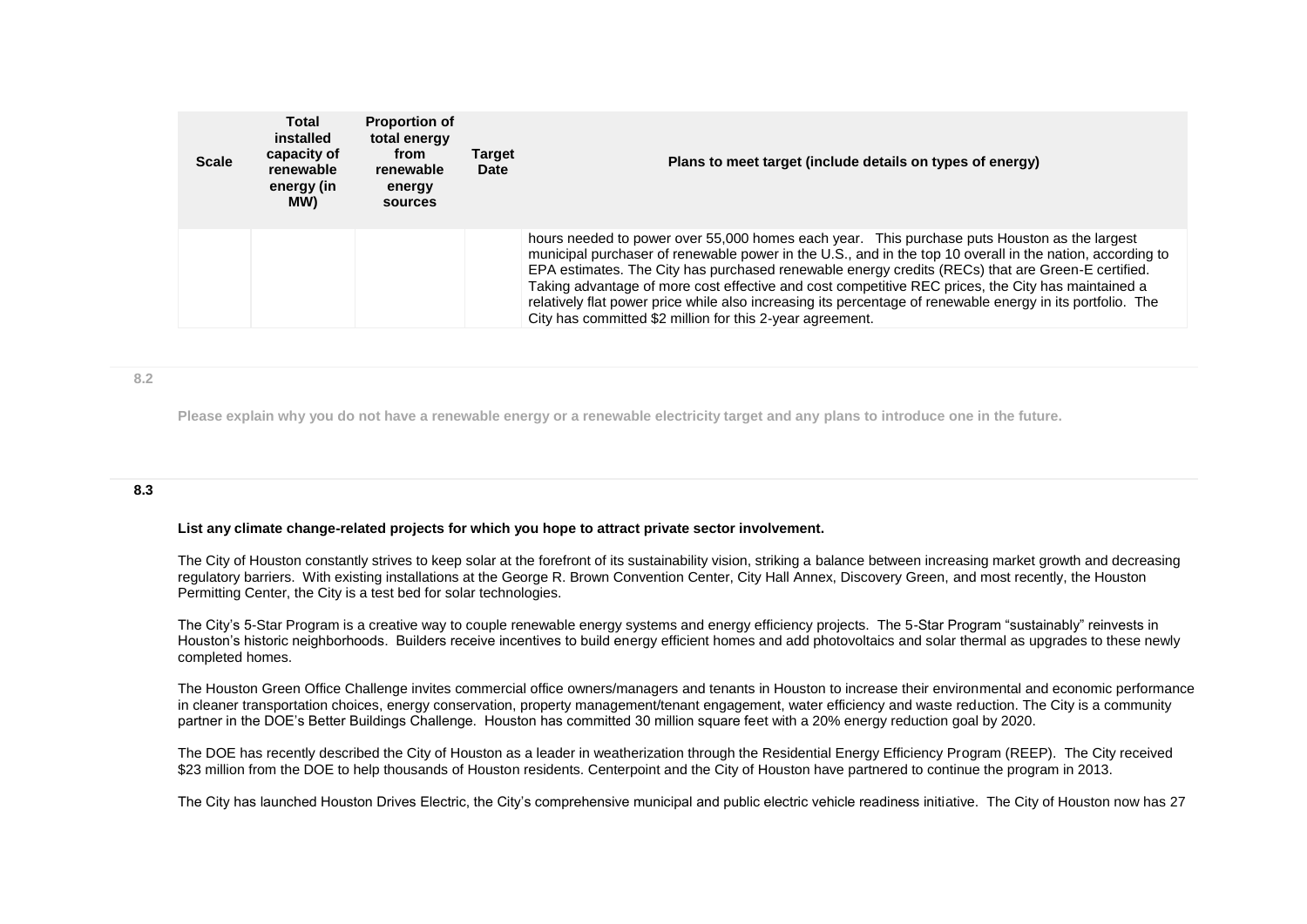| Scale | Total installed capacity of renewable energy (in MW) | Proportion of total energy from renewable energy sources | Target Date | Plans to meet target (include details on types of energy) |
|---|---|---|---|---|
| | | | | hours needed to power over 55,000 homes each year. This purchase puts Houston as the largest municipal purchaser of renewable power in the U.S., and in the top 10 overall in the nation, according to EPA estimates. The City has purchased renewable energy credits (RECs) that are Green-E certified. Taking advantage of more cost effective and cost competitive REC prices, the City has maintained a relatively flat power price while also increasing its percentage of renewable energy in its portfolio. The City has committed $2 million for this 2-year agreement. |

8.2

Please explain why you do not have a renewable energy or a renewable electricity target and any plans to introduce one in the future.

**8.3**

**List any climate change-related projects for which you hope to attract private sector involvement.**

The City of Houston constantly strives to keep solar at the forefront of its sustainability vision, striking a balance between increasing market growth and decreasing regulatory barriers. With existing installations at the George R. Brown Convention Center, City Hall Annex, Discovery Green, and most recently, the Houston Permitting Center, the City is a test bed for solar technologies.

The City's 5-Star Program is a creative way to couple renewable energy systems and energy efficiency projects. The 5-Star Program "sustainably" reinvests in Houston's historic neighborhoods. Builders receive incentives to build energy efficient homes and add photovoltaics and solar thermal as upgrades to these newly completed homes.

The Houston Green Office Challenge invites commercial office owners/managers and tenants in Houston to increase their environmental and economic performance in cleaner transportation choices, energy conservation, property management/tenant engagement, water efficiency and waste reduction. The City is a community partner in the DOE's Better Buildings Challenge. Houston has committed 30 million square feet with a 20% energy reduction goal by 2020.

The DOE has recently described the City of Houston as a leader in weatherization through the Residential Energy Efficiency Program (REEP). The City received $23 million from the DOE to help thousands of Houston residents. Centerpoint and the City of Houston have partnered to continue the program in 2013.

The City has launched Houston Drives Electric, the City's comprehensive municipal and public electric vehicle readiness initiative. The City of Houston now has 27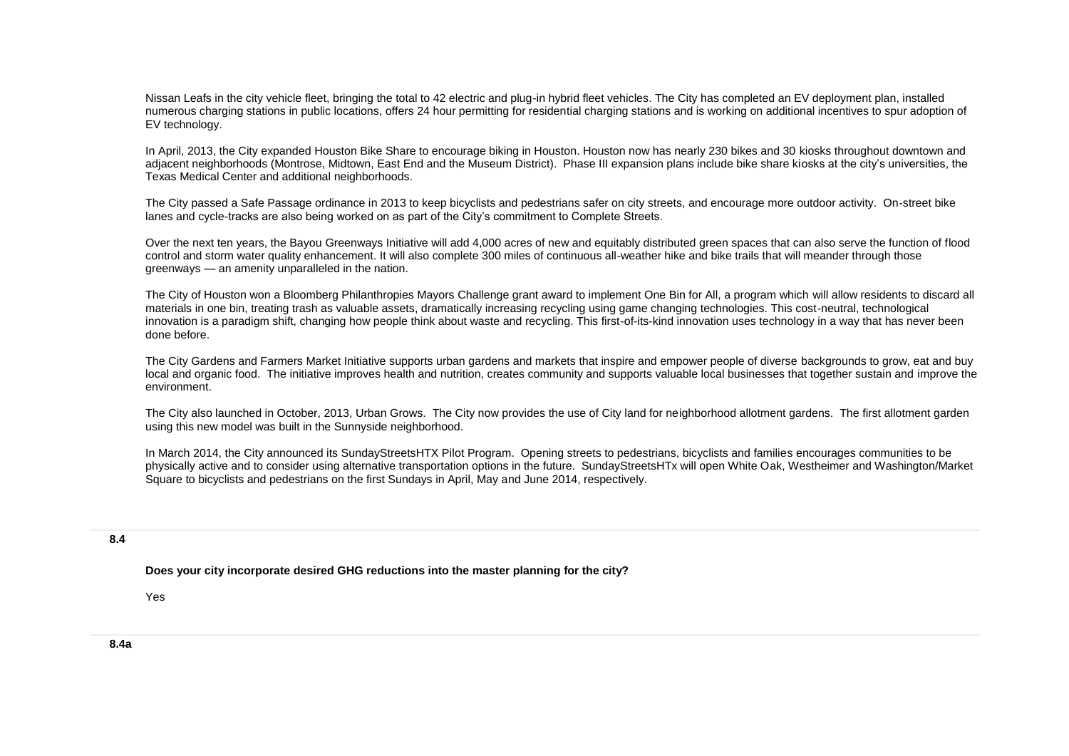Nissan Leafs in the city vehicle fleet, bringing the total to 42 electric and plug-in hybrid fleet vehicles. The City has completed an EV deployment plan, installed numerous charging stations in public locations, offers 24 hour permitting for residential charging stations and is working on additional incentives to spur adoption of EV technology.

In April, 2013, the City expanded Houston Bike Share to encourage biking in Houston. Houston now has nearly 230 bikes and 30 kiosks throughout downtown and adjacent neighborhoods (Montrose, Midtown, East End and the Museum District). Phase III expansion plans include bike share kiosks at the city's universities, the Texas Medical Center and additional neighborhoods.

The City passed a Safe Passage ordinance in 2013 to keep bicyclists and pedestrians safer on city streets, and encourage more outdoor activity. On-street bike lanes and cycle-tracks are also being worked on as part of the City's commitment to Complete Streets.

Over the next ten years, the Bayou Greenways Initiative will add 4,000 acres of new and equitably distributed green spaces that can also serve the function of flood control and storm water quality enhancement. It will also complete 300 miles of continuous all-weather hike and bike trails that will meander through those greenways — an amenity unparalleled in the nation.

The City of Houston won a Bloomberg Philanthropies Mayors Challenge grant award to implement One Bin for All, a program which will allow residents to discard all materials in one bin, treating trash as valuable assets, dramatically increasing recycling using game changing technologies. This cost-neutral, technological innovation is a paradigm shift, changing how people think about waste and recycling. This first-of-its-kind innovation uses technology in a way that has never been done before.

The City Gardens and Farmers Market Initiative supports urban gardens and markets that inspire and empower people of diverse backgrounds to grow, eat and buy local and organic food. The initiative improves health and nutrition, creates community and supports valuable local businesses that together sustain and improve the environment.

The City also launched in October, 2013, Urban Grows. The City now provides the use of City land for neighborhood allotment gardens. The first allotment garden using this new model was built in the Sunnyside neighborhood.

In March 2014, the City announced its SundayStreetsHTX Pilot Program. Opening streets to pedestrians, bicyclists and families encourages communities to be physically active and to consider using alternative transportation options in the future. SundayStreetsHTx will open White Oak, Westheimer and Washington/Market Square to bicyclists and pedestrians on the first Sundays in April, May and June 2014, respectively.

**8.4**

**Does your city incorporate desired GHG reductions into the master planning for the city?**

Yes

**8.4a**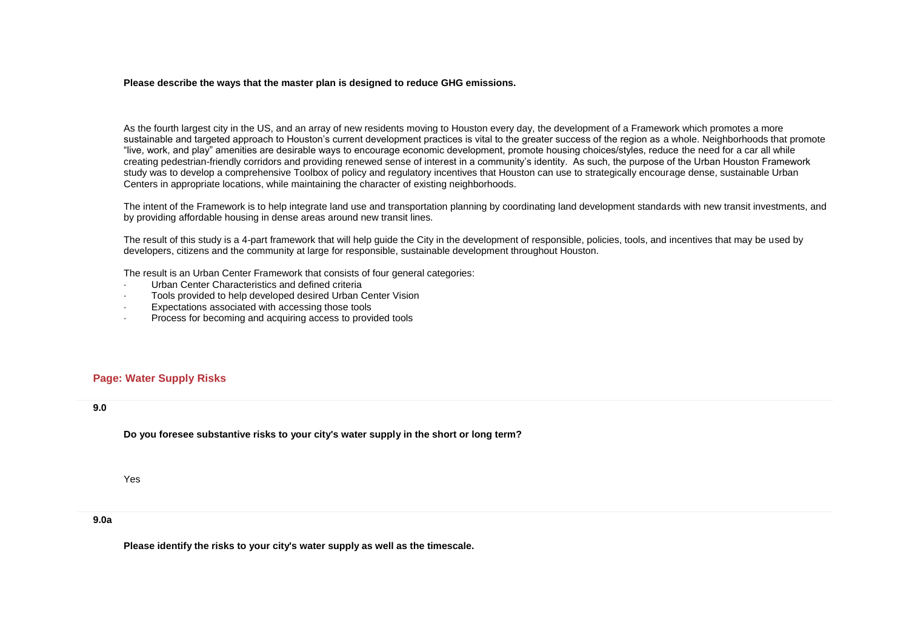**Please describe the ways that the master plan is designed to reduce GHG emissions.**

As the fourth largest city in the US, and an array of new residents moving to Houston every day, the development of a Framework which promotes a more sustainable and targeted approach to Houston's current development practices is vital to the greater success of the region as a whole. Neighborhoods that promote "live, work, and play" amenities are desirable ways to encourage economic development, promote housing choices/styles, reduce the need for a car all while creating pedestrian-friendly corridors and providing renewed sense of interest in a community's identity. As such, the purpose of the Urban Houston Framework study was to develop a comprehensive Toolbox of policy and regulatory incentives that Houston can use to strategically encourage dense, sustainable Urban Centers in appropriate locations, while maintaining the character of existing neighborhoods.

The intent of the Framework is to help integrate land use and transportation planning by coordinating land development standards with new transit investments, and by providing affordable housing in dense areas around new transit lines.

The result of this study is a 4-part framework that will help guide the City in the development of responsible, policies, tools, and incentives that may be used by developers, citizens and the community at large for responsible, sustainable development throughout Houston.

The result is an Urban Center Framework that consists of four general categories:

- Urban Center Characteristics and defined criteria
- Tools provided to help developed desired Urban Center Vision
- Expectations associated with accessing those tools
- Process for becoming and acquiring access to provided tools

## Page: Water Supply Risks

**9.0**

**Do you foresee substantive risks to your city's water supply in the short or long term?**

Yes

**9.0a**

**Please identify the risks to your city's water supply as well as the timescale.**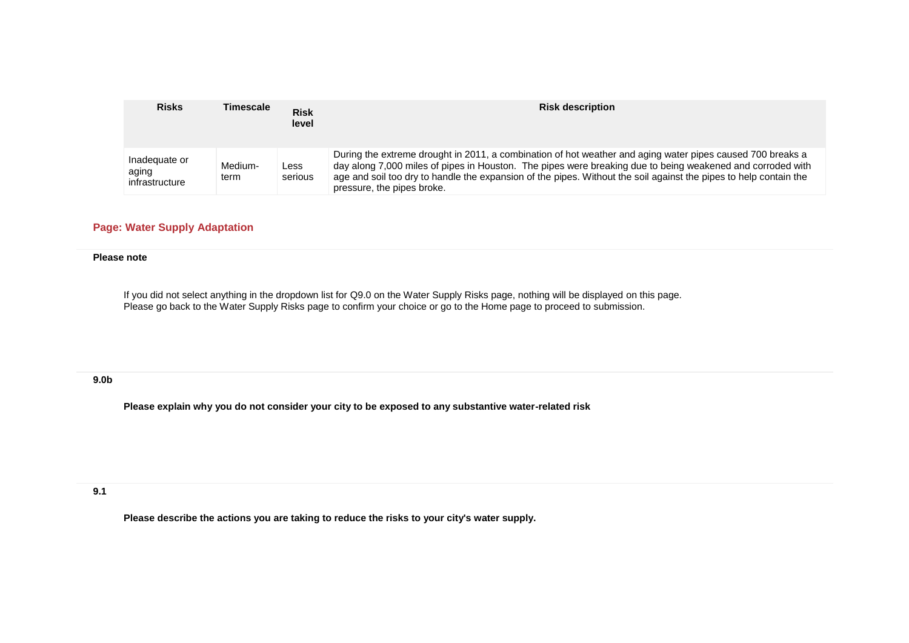| Risks | Timescale | Risk level | Risk description |
| --- | --- | --- | --- |
| Inadequate or aging infrastructure | Medium-term | Less serious | During the extreme drought in 2011, a combination of hot weather and aging water pipes caused 700 breaks a day along 7,000 miles of pipes in Houston. The pipes were breaking due to being weakened and corroded with age and soil too dry to handle the expansion of the pipes. Without the soil against the pipes to help contain the pressure, the pipes broke. |

## Page: Water Supply Adaptation

**Please note**

If you did not select anything in the dropdown list for Q9.0 on the Water Supply Risks page, nothing will be displayed on this page.
Please go back to the Water Supply Risks page to confirm your choice or go to the Home page to proceed to submission.

**9.0b**

**Please explain why you do not consider your city to be exposed to any substantive water-related risk**

**9.1**

**Please describe the actions you are taking to reduce the risks to your city's water supply.**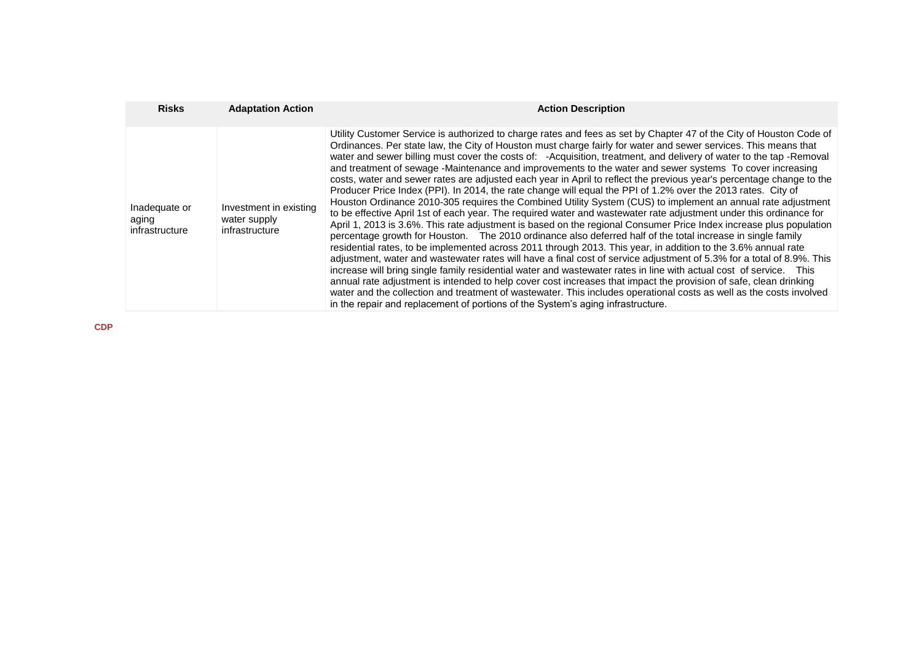| Risks | Adaptation Action | Action Description |
| --- | --- | --- |
| Inadequate or aging infrastructure | Investment in existing water supply infrastructure | Utility Customer Service is authorized to charge rates and fees as set by Chapter 47 of the City of Houston Code of Ordinances. Per state law, the City of Houston must charge fairly for water and sewer services. This means that water and sewer billing must cover the costs of: -Acquisition, treatment, and delivery of water to the tap -Removal and treatment of sewage -Maintenance and improvements to the water and sewer systems To cover increasing costs, water and sewer rates are adjusted each year in April to reflect the previous year's percentage change to the Producer Price Index (PPI). In 2014, the rate change will equal the PPI of 1.2% over the 2013 rates. City of Houston Ordinance 2010-305 requires the Combined Utility System (CUS) to implement an annual rate adjustment to be effective April 1st of each year. The required water and wastewater rate adjustment under this ordinance for April 1, 2013 is 3.6%. This rate adjustment is based on the regional Consumer Price Index increase plus population percentage growth for Houston. The 2010 ordinance also deferred half of the total increase in single family residential rates, to be implemented across 2011 through 2013. This year, in addition to the 3.6% annual rate adjustment, water and wastewater rates will have a final cost of service adjustment of 5.3% for a total of 8.9%. This increase will bring single family residential water and wastewater rates in line with actual cost of service. This annual rate adjustment is intended to help cover cost increases that impact the provision of safe, clean drinking water and the collection and treatment of wastewater. This includes operational costs as well as the costs involved in the repair and replacement of portions of the System's aging infrastructure. |